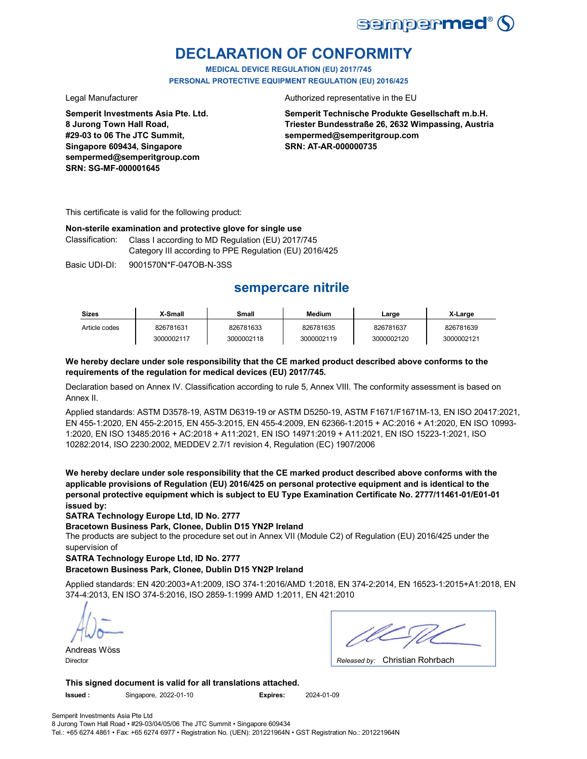# DECLARATION OF CONFORMITY

**MEDICAL DEVICE REGULATION (EU) 2017/745**

**PERSONAL PROTECTIVE EQUIPMENT REGULATION (EU) 2016/425**

Legal Manufacturer

**Semperit Investments Asia Pte. Ltd.**
**8 Jurong Town Hall Road,**
**#29-03 to 06 The JTC Summit,**
**Singapore 609434, Singapore**
**sempermed@semperitgroup.com**
**SRN: SG-MF-000001645**

Authorized representative in the EU

**Semperit Technische Produkte Gesellschaft m.b.H.**
**Triester Bundesstraße 26, 2632 Wimpassing, Austria**
**sempermed@semperitgroup.com**
**SRN: AT-AR-000000735**

This certificate is valid for the following product:

**Non-sterile examination and protective glove for single use**

Classification: Class I according to MD Regulation (EU) 2017/745
Category III according to PPE Regulation (EU) 2016/425

Basic UDI-DI: 9001570N*F-047OB-N-3SS

## sempercare nitrile

| Sizes | X-Small | Small | Medium | Large | X-Large |
|---|---|---|---|---|---|
| Article codes | 826781631<br>3000002117 | 826781633<br>3000002118 | 826781635<br>3000002119 | 826781637<br>3000002120 | 826781639<br>3000002121 |

**We hereby declare under sole responsibility that the CE marked product described above conforms to the requirements of the regulation for medical devices (EU) 2017/745.**

Declaration based on Annex IV. Classification according to rule 5, Annex VIII. The conformity assessment is based on Annex II.

Applied standards: ASTM D3578-19, ASTM D6319-19 or ASTM D5250-19, ASTM F1671/F1671M-13, EN ISO 20417:2021, EN 455-1:2020, EN 455-2:2015, EN 455-3:2015, EN 455-4:2009, EN 62366-1:2015 + AC:2016 + A1:2020, EN ISO 10993-1:2020, EN ISO 13485:2016 + AC:2018 + A11:2021, EN ISO 14971:2019 + A11:2021, EN ISO 15223-1:2021, ISO 10282:2014, ISO 2230:2002, MEDDEV 2.7/1 revision 4, Regulation (EC) 1907/2006

**We hereby declare under sole responsibility that the CE marked product described above conforms with the applicable provisions of Regulation (EU) 2016/425 on personal protective equipment and is identical to the personal protective equipment which is subject to EU Type Examination Certificate No. 2777/11461-01/E01-01 issued by:**

**SATRA Technology Europe Ltd, ID No. 2777**
**Bracetown Business Park, Clonee, Dublin D15 YN2P Ireland**

The products are subject to the procedure set out in Annex VII (Module C2) of Regulation (EU) 2016/425 under the supervision of

**SATRA Technology Europe Ltd, ID No. 2777**
**Bracetown Business Park, Clonee, Dublin D15 YN2P Ireland**

Applied standards: EN 420:2003+A1:2009, ISO 374-1:2016/AMD 1:2018, EN 374-2:2014, EN 16523-1:2015+A1:2018, EN 374-4:2013, EN ISO 374-5:2016, ISO 2859-1:1999 AMD 1:2011, EN 421:2010

Andreas Wöss
Director

*Released by:* Christian Rohrbach

**This signed document is valid for all translations attached.**

**Issued :** Singapore, 2022-01-10 **Expires:** 2024-01-09

Semperit Investments Asia Pte Ltd
8 Jurong Town Hall Road • #29-03/04/05/06 The JTC Summit • Singapore 609434
Tel.: +65 6274 4861 • Fax: +65 6274 6977 • Registration No. (UEN): 201221964N • GST Registration No.: 201221964N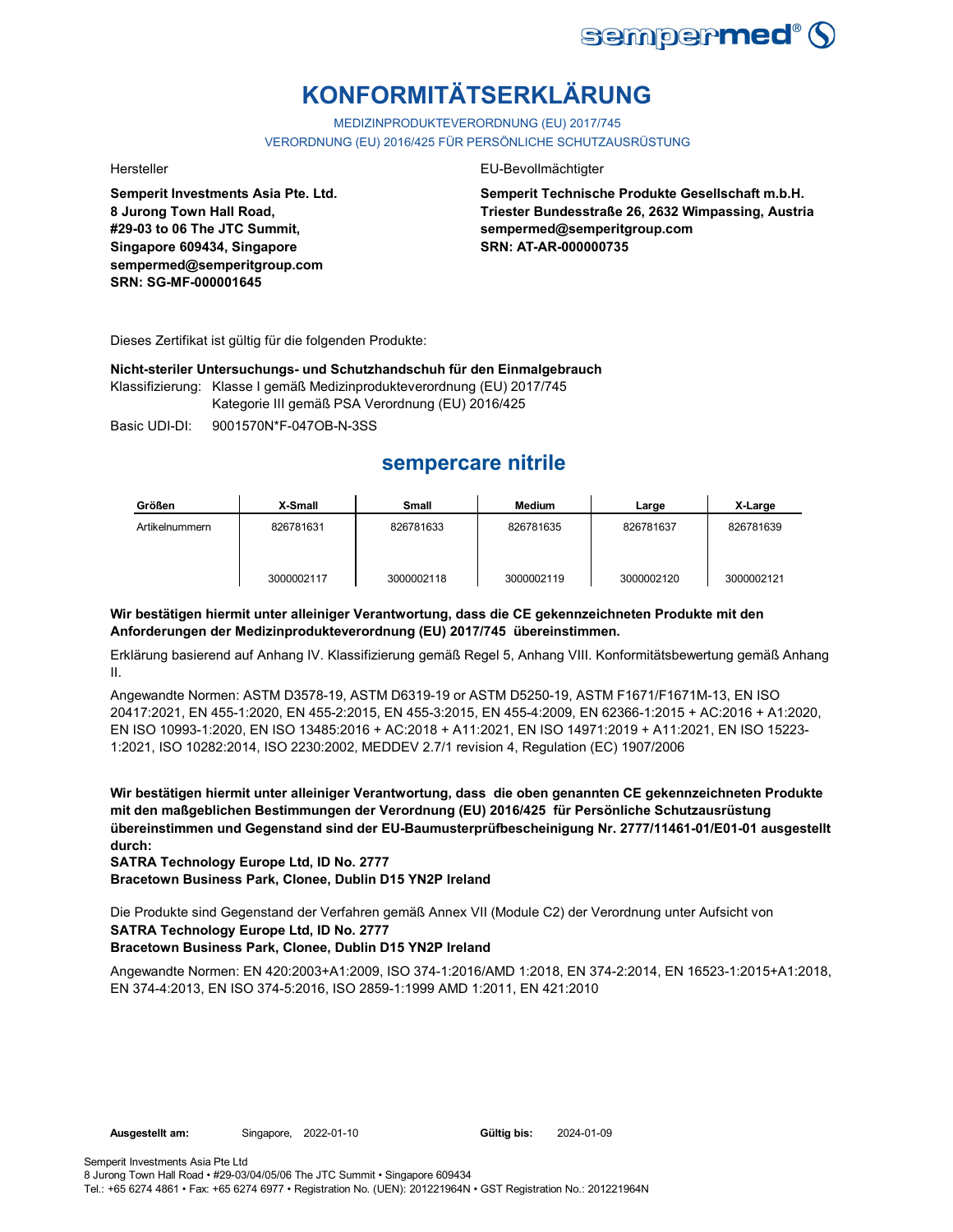# KONFORMITÄTSERKLÄRUNG

MEDIZINPRODUKTEVERORDNUNG (EU) 2017/745
VERORDNUNG (EU) 2016/425 FÜR PERSÖNLICHE SCHUTZAUSRÜSTUNG

Hersteller

**Semperit Investments Asia Pte. Ltd.**
**8 Jurong Town Hall Road,**
**#29-03 to 06 The JTC Summit,**
**Singapore 609434, Singapore**
**sempermed@semperitgroup.com**
**SRN: SG-MF-000001645**

EU-Bevollmächtigter

**Semperit Technische Produkte Gesellschaft m.b.H.**
**Triester Bundesstraße 26, 2632 Wimpassing, Austria**
**sempermed@semperitgroup.com**
**SRN: AT-AR-000000735**

Dieses Zertifikat ist gültig für die folgenden Produkte:

**Nicht-steriler Untersuchungs- und Schutzhandschuh für den Einmalgebrauch**

Klassifizierung: Klasse I gemäß Medizinprodukteverordnung (EU) 2017/745
Kategorie III gemäß PSA Verordnung (EU) 2016/425

Basic UDI-DI: 9001570N*F-047OB-N-3SS

## sempercare nitrile

| Größen | X-Small | Small | Medium | Large | X-Large |
|---|---|---|---|---|---|
| Artikelnummern | 826781631 | 826781633 | 826781635 | 826781637 | 826781639 |
| | 3000002117 | 3000002118 | 3000002119 | 3000002120 | 3000002121 |

**Wir bestätigen hiermit unter alleiniger Verantwortung, dass die CE gekennzeichneten Produkte mit den Anforderungen der Medizinprodukteverordnung (EU) 2017/745 übereinstimmen.**

Erklärung basierend auf Anhang IV. Klassifizierung gemäß Regel 5, Anhang VIII. Konformitätsbewertung gemäß Anhang II.

Angewandte Normen: ASTM D3578-19, ASTM D6319-19 or ASTM D5250-19, ASTM F1671/F1671M-13, EN ISO 20417:2021, EN 455-1:2020, EN 455-2:2015, EN 455-3:2015, EN 455-4:2009, EN 62366-1:2015 + AC:2016 + A1:2020, EN ISO 10993-1:2020, EN ISO 13485:2016 + AC:2018 + A11:2021, EN ISO 14971:2019 + A11:2021, EN ISO 15223-1:2021, ISO 10282:2014, ISO 2230:2002, MEDDEV 2.7/1 revision 4, Regulation (EC) 1907/2006

**Wir bestätigen hiermit unter alleiniger Verantwortung, dass die oben genannten CE gekennzeichneten Produkte mit den maßgeblichen Bestimmungen der Verordnung (EU) 2016/425 für Persönliche Schutzausrüstung übereinstimmen und Gegenstand sind der EU-Baumusterprüfbescheinigung Nr. 2777/11461-01/E01-01 ausgestellt durch:**
**SATRA Technology Europe Ltd, ID No. 2777**
**Bracetown Business Park, Clonee, Dublin D15 YN2P Ireland**

Die Produkte sind Gegenstand der Verfahren gemäß Annex VII (Module C2) der Verordnung unter Aufsicht von
**SATRA Technology Europe Ltd, ID No. 2777**
**Bracetown Business Park, Clonee, Dublin D15 YN2P Ireland**

Angewandte Normen: EN 420:2003+A1:2009, ISO 374-1:2016/AMD 1:2018, EN 374-2:2014, EN 16523-1:2015+A1:2018, EN 374-4:2013, EN ISO 374-5:2016, ISO 2859-1:1999 AMD 1:2011, EN 421:2010

**Ausgestellt am:** Singapore, 2022-01-10 **Gültig bis:** 2024-01-09

Semperit Investments Asia Pte Ltd
8 Jurong Town Hall Road • #29-03/04/05/06 The JTC Summit • Singapore 609434
Tel.: +65 6274 4861 • Fax: +65 6274 6977 • Registration No. (UEN): 201221964N • GST Registration No.: 201221964N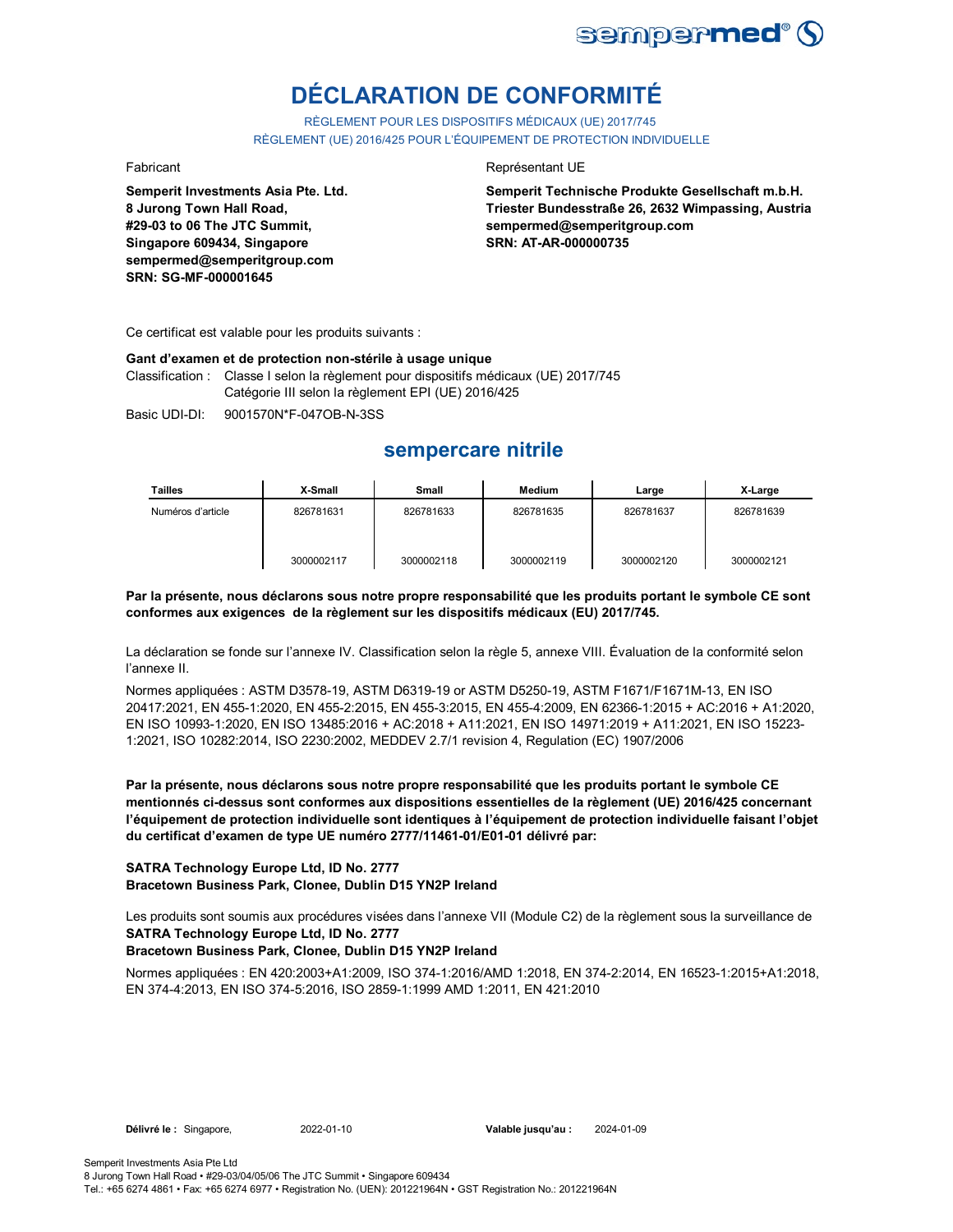# DÉCLARATION DE CONFORMITÉ

RÈGLEMENT POUR LES DISPOSITIFS MÉDICAUX (UE) 2017/745
RÈGLEMENT (UE) 2016/425 POUR L'ÉQUIPEMENT DE PROTECTION INDIVIDUELLE

Fabricant

**Semperit Investments Asia Pte. Ltd.**
**8 Jurong Town Hall Road,**
**#29-03 to 06 The JTC Summit,**
**Singapore 609434, Singapore**
**sempermed@semperitgroup.com**
**SRN: SG-MF-000001645**

Représentant UE

**Semperit Technische Produkte Gesellschaft m.b.H.**
**Triester Bundesstraße 26, 2632 Wimpassing, Austria**
**sempermed@semperitgroup.com**
**SRN: AT-AR-000000735**

Ce certificat est valable pour les produits suivants :

**Gant d'examen et de protection non-stérile à usage unique**

Classification : Classe I selon la règlement pour dispositifs médicaux (UE) 2017/745
Catégorie III selon la règlement EPI (UE) 2016/425

Basic UDI-DI: 9001570N*F-047OB-N-3SS

## sempercare nitrile

| Tailles | X-Small | Small | Medium | Large | X-Large |
|---|---|---|---|---|---|
| Numéros d'article | 826781631<br><br>3000002117 | 826781633<br><br>3000002118 | 826781635<br><br>3000002119 | 826781637<br><br>3000002120 | 826781639<br><br>3000002121 |

**Par la présente, nous déclarons sous notre propre responsabilité que les produits portant le symbole CE sont conformes aux exigences de la règlement sur les dispositifs médicaux (EU) 2017/745.**

La déclaration se fonde sur l'annexe IV. Classification selon la règle 5, annexe VIII. Évaluation de la conformité selon l'annexe II.

Normes appliquées : ASTM D3578-19, ASTM D6319-19 or ASTM D5250-19, ASTM F1671/F1671M-13, EN ISO 20417:2021, EN 455-1:2020, EN 455-2:2015, EN 455-3:2015, EN 455-4:2009, EN 62366-1:2015 + AC:2016 + A1:2020, EN ISO 10993-1:2020, EN ISO 13485:2016 + AC:2018 + A11:2021, EN ISO 14971:2019 + A11:2021, EN ISO 15223-1:2021, ISO 10282:2014, ISO 2230:2002, MEDDEV 2.7/1 revision 4, Regulation (EC) 1907/2006

**Par la présente, nous déclarons sous notre propre responsabilité que les produits portant le symbole CE mentionnés ci-dessus sont conformes aux dispositions essentielles de la règlement (UE) 2016/425 concernant l'équipement de protection individuelle sont identiques à l'équipement de protection individuelle faisant l'objet du certificat d'examen de type UE numéro 2777/11461-01/E01-01 délivré par:**

**SATRA Technology Europe Ltd, ID No. 2777**
**Bracetown Business Park, Clonee, Dublin D15 YN2P Ireland**

Les produits sont soumis aux procédures visées dans l'annexe VII (Module C2) de la règlement sous la surveillance de
**SATRA Technology Europe Ltd, ID No. 2777**
**Bracetown Business Park, Clonee, Dublin D15 YN2P Ireland**

Normes appliquées : EN 420:2003+A1:2009, ISO 374-1:2016/AMD 1:2018, EN 374-2:2014, EN 16523-1:2015+A1:2018, EN 374-4:2013, EN ISO 374-5:2016, ISO 2859-1:1999 AMD 1:2011, EN 421:2010

**Délivré le :** Singapore, 2022-01-10 **Valable jusqu'au :** 2024-01-09

Semperit Investments Asia Pte Ltd
8 Jurong Town Hall Road • #29-03/04/05/06 The JTC Summit • Singapore 609434
Tel.: +65 6274 4861 • Fax: +65 6274 6977 • Registration No. (UEN): 201221964N • GST Registration No.: 201221964N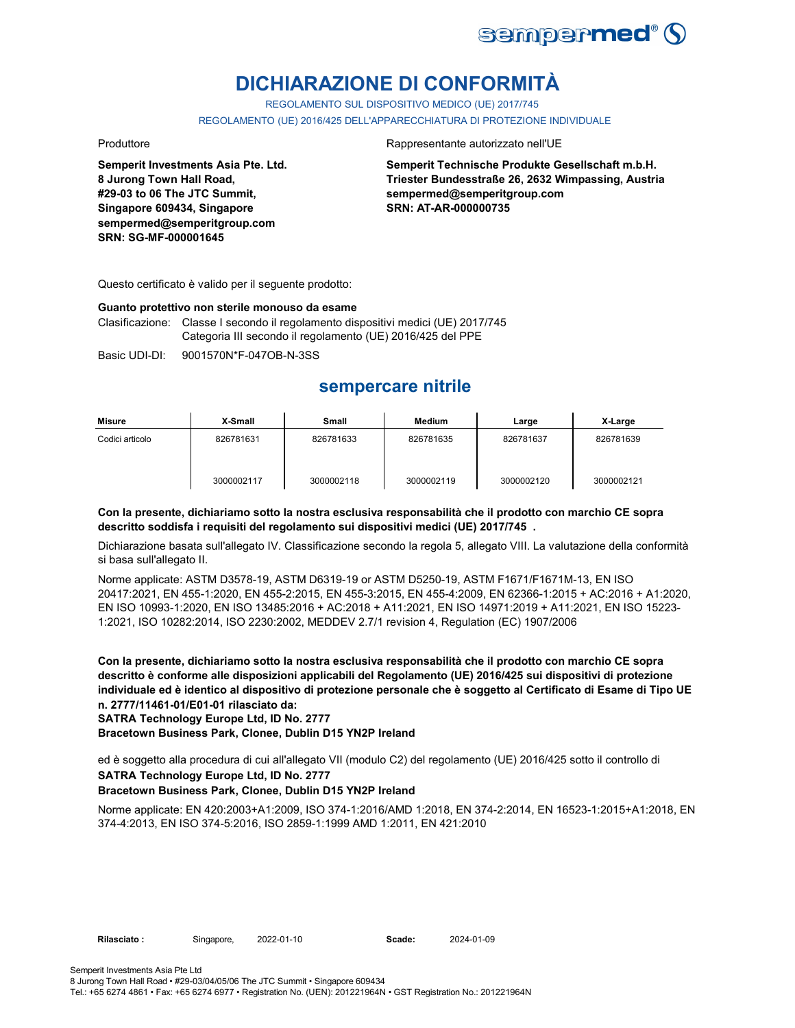# DICHIARAZIONE DI CONFORMITÀ

REGOLAMENTO SUL DISPOSITIVO MEDICO (UE) 2017/745

REGOLAMENTO (UE) 2016/425 DELL'APPARECCHIATURA DI PROTEZIONE INDIVIDUALE

Produttore

**Semperit Investments Asia Pte. Ltd.**
**8 Jurong Town Hall Road,**
**#29-03 to 06 The JTC Summit,**
**Singapore 609434, Singapore**
**sempermed@semperitgroup.com**
**SRN: SG-MF-000001645**

Rappresentante autorizzato nell'UE

**Semperit Technische Produkte Gesellschaft m.b.H.**
**Triester Bundesstraße 26, 2632 Wimpassing, Austria**
**sempermed@semperitgroup.com**
**SRN: AT-AR-000000735**

Questo certificato è valido per il seguente prodotto:

**Guanto protettivo non sterile monouso da esame**

Clasificazione: Classe I secondo il regolamento dispositivi medici (UE) 2017/745
Categoria III secondo il regolamento (UE) 2016/425 del PPE

Basic UDI-DI: 9001570N*F-047OB-N-3SS

## sempercare nitrile

| Misure | X-Small | Small | Medium | Large | X-Large |
|---|---|---|---|---|---|
| Codici articolo | 826781631<br>3000002117 | 826781633<br>3000002118 | 826781635<br>3000002119 | 826781637<br>3000002120 | 826781639<br>3000002121 |

**Con la presente, dichiariamo sotto la nostra esclusiva responsabilità che il prodotto con marchio CE sopra descritto soddisfa i requisiti del regolamento sui dispositivi medici (UE) 2017/745 .**

Dichiarazione basata sull'allegato IV. Classificazione secondo la regola 5, allegato VIII. La valutazione della conformità si basa sull'allegato II.

Norme applicate: ASTM D3578-19, ASTM D6319-19 or ASTM D5250-19, ASTM F1671/F1671M-13, EN ISO 20417:2021, EN 455-1:2020, EN 455-2:2015, EN 455-3:2015, EN 455-4:2009, EN 62366-1:2015 + AC:2016 + A1:2020, EN ISO 10993-1:2020, EN ISO 13485:2016 + AC:2018 + A11:2021, EN ISO 14971:2019 + A11:2021, EN ISO 15223-1:2021, ISO 10282:2014, ISO 2230:2002, MEDDEV 2.7/1 revision 4, Regulation (EC) 1907/2006

**Con la presente, dichiariamo sotto la nostra esclusiva responsabilità che il prodotto con marchio CE sopra descritto è conforme alle disposizioni applicabili del Regolamento (UE) 2016/425 sui dispositivi di protezione individuale ed è identico al dispositivo di protezione personale che è soggetto al Certificato di Esame di Tipo UE n. 2777/11461-01/E01-01 rilasciato da:**
**SATRA Technology Europe Ltd, ID No. 2777**
**Bracetown Business Park, Clonee, Dublin D15 YN2P Ireland**

ed è soggetto alla procedura di cui all'allegato VII (modulo C2) del regolamento (UE) 2016/425 sotto il controllo di
**SATRA Technology Europe Ltd, ID No. 2777**
**Bracetown Business Park, Clonee, Dublin D15 YN2P Ireland**

Norme applicate: EN 420:2003+A1:2009, ISO 374-1:2016/AMD 1:2018, EN 374-2:2014, EN 16523-1:2015+A1:2018, EN 374-4:2013, EN ISO 374-5:2016, ISO 2859-1:1999 AMD 1:2011, EN 421:2010

**Rilasciato :** Singapore, 2022-01-10 **Scade:** 2024-01-09

Semperit Investments Asia Pte Ltd
8 Jurong Town Hall Road • #29-03/04/05/06 The JTC Summit • Singapore 609434
Tel.: +65 6274 4861 • Fax: +65 6274 6977 • Registration No. (UEN): 201221964N • GST Registration No.: 201221964N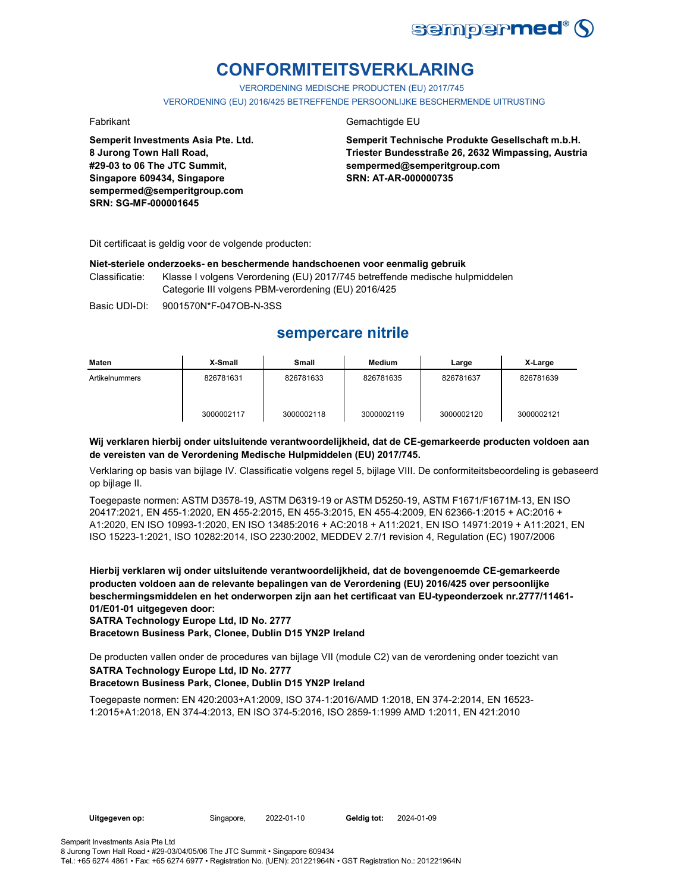# CONFORMITEITSVERKLARING

VERORDENING MEDISCHE PRODUCTEN (EU) 2017/745

VERORDENING (EU) 2016/425 BETREFFENDE PERSOONLIJKE BESCHERMENDE UITRUSTING

Fabrikant

**Semperit Investments Asia Pte. Ltd.**
**8 Jurong Town Hall Road,**
**#29-03 to 06 The JTC Summit,**
**Singapore 609434, Singapore**
**sempermed@semperitgroup.com**
**SRN: SG-MF-000001645**

Gemachtigde EU

**Semperit Technische Produkte Gesellschaft m.b.H.**
**Triester Bundesstraße 26, 2632 Wimpassing, Austria**
**sempermed@semperitgroup.com**
**SRN: AT-AR-000000735**

Dit certificaat is geldig voor de volgende producten:

**Niet-steriele onderzoeks- en beschermende handschoenen voor eenmalig gebruik**

Classificatie: Klasse I volgens Verordening (EU) 2017/745 betreffende medische hulpmiddelen
Categorie III volgens PBM-verordening (EU) 2016/425

Basic UDI-DI: 9001570N*F-047OB-N-3SS

## sempercare nitrile

| Maten | X-Small | Small | Medium | Large | X-Large |
|---|---|---|---|---|---|
| Artikelnummers | 826781631<br><br>3000002117 | 826781633<br><br>3000002118 | 826781635<br><br>3000002119 | 826781637<br><br>3000002120 | 826781639<br><br>3000002121 |

**Wij verklaren hierbij onder uitsluitende verantwoordelijkheid, dat de CE-gemarkeerde producten voldoen aan de vereisten van de Verordening Medische Hulpmiddelen (EU) 2017/745.**

Verklaring op basis van bijlage IV. Classificatie volgens regel 5, bijlage VIII. De conformiteitsbeoordeling is gebaseerd op bijlage II.

Toegepaste normen: ASTM D3578-19, ASTM D6319-19 or ASTM D5250-19, ASTM F1671/F1671M-13, EN ISO 20417:2021, EN 455-1:2020, EN 455-2:2015, EN 455-3:2015, EN 455-4:2009, EN 62366-1:2015 + AC:2016 + A1:2020, EN ISO 10993-1:2020, EN ISO 13485:2016 + AC:2018 + A11:2021, EN ISO 14971:2019 + A11:2021, EN ISO 15223-1:2021, ISO 10282:2014, ISO 2230:2002, MEDDEV 2.7/1 revision 4, Regulation (EC) 1907/2006

**Hierbij verklaren wij onder uitsluitende verantwoordelijkheid, dat de bovengenoemde CE-gemarkeerde producten voldoen aan de relevante bepalingen van de Verordening (EU) 2016/425 over persoonlijke beschermingsmiddelen en het onderworpen zijn aan het certificaat van EU-typeonderzoek nr.2777/11461-01/E01-01 uitgegeven door:**
**SATRA Technology Europe Ltd, ID No. 2777**
**Bracetown Business Park, Clonee, Dublin D15 YN2P Ireland**

De producten vallen onder de procedures van bijlage VII (module C2) van de verordening onder toezicht van
**SATRA Technology Europe Ltd, ID No. 2777**
**Bracetown Business Park, Clonee, Dublin D15 YN2P Ireland**

Toegepaste normen: EN 420:2003+A1:2009, ISO 374-1:2016/AMD 1:2018, EN 374-2:2014, EN 16523-1:2015+A1:2018, EN 374-4:2013, EN ISO 374-5:2016, ISO 2859-1:1999 AMD 1:2011, EN 421:2010

**Uitgegeven op:** Singapore, 2022-01-10 **Geldig tot:** 2024-01-09

Semperit Investments Asia Pte Ltd
8 Jurong Town Hall Road • #29-03/04/05/06 The JTC Summit • Singapore 609434
Tel.: +65 6274 4861 • Fax: +65 6274 6977 • Registration No. (UEN): 201221964N • GST Registration No.: 201221964N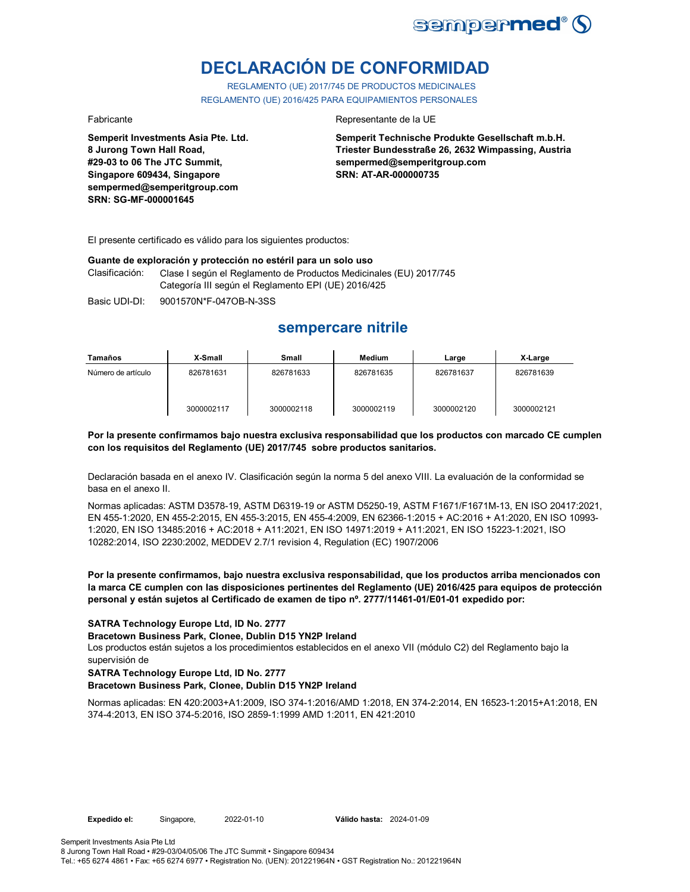# DECLARACIÓN DE CONFORMIDAD

REGLAMENTO (UE) 2017/745 DE PRODUCTOS MEDICINALES
REGLAMENTO (UE) 2016/425 PARA EQUIPAMIENTOS PERSONALES

Fabricante

**Semperit Investments Asia Pte. Ltd.**
**8 Jurong Town Hall Road,**
**#29-03 to 06 The JTC Summit,**
**Singapore 609434, Singapore**
**sempermed@semperitgroup.com**
**SRN: SG-MF-000001645**

Representante de la UE

**Semperit Technische Produkte Gesellschaft m.b.H.**
**Triester Bundesstraße 26, 2632 Wimpassing, Austria**
**sempermed@semperitgroup.com**
**SRN: AT-AR-000000735**

El presente certificado es válido para los siguientes productos:

**Guante de exploración y protección no estéril para un solo uso**

Clasificación: Clase I según el Reglamento de Productos Medicinales (EU) 2017/745
Categoría III según el Reglamento EPI (UE) 2016/425

Basic UDI-DI: 9001570N*F-047OB-N-3SS

## sempercare nitrile

| Tamaños | X-Small | Small | Medium | Large | X-Large |
|---|---|---|---|---|---|
| Número de artículo | 826781631<br>3000002117 | 826781633<br>3000002118 | 826781635<br>3000002119 | 826781637<br>3000002120 | 826781639<br>3000002121 |

**Por la presente confirmamos bajo nuestra exclusiva responsabilidad que los productos con marcado CE cumplen con los requisitos del Reglamento (UE) 2017/745 sobre productos sanitarios.**

Declaración basada en el anexo IV. Clasificación según la norma 5 del anexo VIII. La evaluación de la conformidad se basa en el anexo II.

Normas aplicadas: ASTM D3578-19, ASTM D6319-19 or ASTM D5250-19, ASTM F1671/F1671M-13, EN ISO 20417:2021, EN 455-1:2020, EN 455-2:2015, EN 455-3:2015, EN 455-4:2009, EN 62366-1:2015 + AC:2016 + A1:2020, EN ISO 10993-1:2020, EN ISO 13485:2016 + AC:2018 + A11:2021, EN ISO 14971:2019 + A11:2021, EN ISO 15223-1:2021, ISO 10282:2014, ISO 2230:2002, MEDDEV 2.7/1 revision 4, Regulation (EC) 1907/2006

**Por la presente confirmamos, bajo nuestra exclusiva responsabilidad, que los productos arriba mencionados con la marca CE cumplen con las disposiciones pertinentes del Reglamento (UE) 2016/425 para equipos de protección personal y están sujetos al Certificado de examen de tipo nº. 2777/11461-01/E01-01 expedido por:**

**SATRA Technology Europe Ltd, ID No. 2777**
**Bracetown Business Park, Clonee, Dublin D15 YN2P Ireland**
Los productos están sujetos a los procedimientos establecidos en el anexo VII (módulo C2) del Reglamento bajo la supervisión de
**SATRA Technology Europe Ltd, ID No. 2777**
**Bracetown Business Park, Clonee, Dublin D15 YN2P Ireland**

Normas aplicadas: EN 420:2003+A1:2009, ISO 374-1:2016/AMD 1:2018, EN 374-2:2014, EN 16523-1:2015+A1:2018, EN 374-4:2013, EN ISO 374-5:2016, ISO 2859-1:1999 AMD 1:2011, EN 421:2010

**Expedido el:** Singapore, 2022-01-10 **Válido hasta:** 2024-01-09

Semperit Investments Asia Pte Ltd
8 Jurong Town Hall Road • #29-03/04/05/06 The JTC Summit • Singapore 609434
Tel.: +65 6274 4861 • Fax: +65 6274 6977 • Registration No. (UEN): 201221964N • GST Registration No.: 201221964N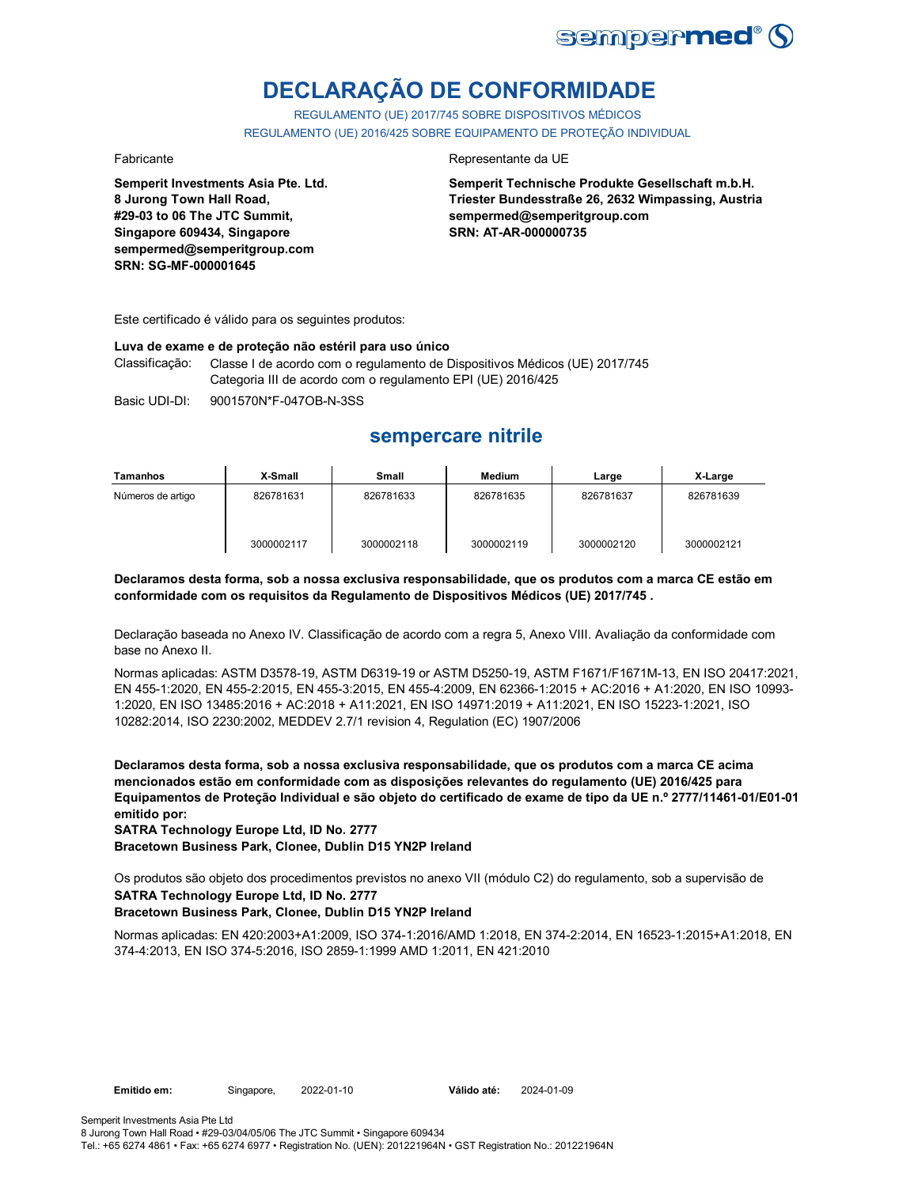# DECLARAÇÃO DE CONFORMIDADE

REGULAMENTO (UE) 2017/745 SOBRE DISPOSITIVOS MÉDICOS
REGULAMENTO (UE) 2016/425 SOBRE EQUIPAMENTO DE PROTEÇÃO INDIVIDUAL

Fabricante

**Semperit Investments Asia Pte. Ltd.**
**8 Jurong Town Hall Road,**
**#29-03 to 06 The JTC Summit,**
**Singapore 609434, Singapore**
**sempermed@semperitgroup.com**
**SRN: SG-MF-000001645**

Representante da UE

**Semperit Technische Produkte Gesellschaft m.b.H.**
**Triester Bundesstraße 26, 2632 Wimpassing, Austria**
**sempermed@semperitgroup.com**
**SRN: AT-AR-000000735**

Este certificado é válido para os seguintes produtos:

**Luva de exame e de proteção não estéril para uso único**

Classificação: Classe I de acordo com o regulamento de Dispositivos Médicos (UE) 2017/745
Categoria III de acordo com o regulamento EPI (UE) 2016/425

Basic UDI-DI: 9001570N*F-047OB-N-3SS

## sempercare nitrile

| Tamanhos | X-Small | Small | Medium | Large | X-Large |
|---|---|---|---|---|---|
| Números de artigo | 826781631<br><br>3000002117 | 826781633<br><br>3000002118 | 826781635<br><br>3000002119 | 826781637<br><br>3000002120 | 826781639<br><br>3000002121 |

**Declaramos desta forma, sob a nossa exclusiva responsabilidade, que os produtos com a marca CE estão em conformidade com os requisitos da Regulamento de Dispositivos Médicos (UE) 2017/745 .**

Declaração baseada no Anexo IV. Classificação de acordo com a regra 5, Anexo VIII. Avaliação da conformidade com base no Anexo II.

Normas aplicadas: ASTM D3578-19, ASTM D6319-19 or ASTM D5250-19, ASTM F1671/F1671M-13, EN ISO 20417:2021, EN 455-1:2020, EN 455-2:2015, EN 455-3:2015, EN 455-4:2009, EN 62366-1:2015 + AC:2016 + A1:2020, EN ISO 10993-1:2020, EN ISO 13485:2016 + AC:2018 + A11:2021, EN ISO 14971:2019 + A11:2021, EN ISO 15223-1:2021, ISO 10282:2014, ISO 2230:2002, MEDDEV 2.7/1 revision 4, Regulation (EC) 1907/2006

**Declaramos desta forma, sob a nossa exclusiva responsabilidade, que os produtos com a marca CE acima mencionados estão em conformidade com as disposições relevantes do regulamento (UE) 2016/425 para Equipamentos de Proteção Individual e são objeto do certificado de exame de tipo da UE n.º 2777/11461-01/E01-01 emitido por:**
**SATRA Technology Europe Ltd, ID No. 2777**
**Bracetown Business Park, Clonee, Dublin D15 YN2P Ireland**

Os produtos são objeto dos procedimentos previstos no anexo VII (módulo C2) do regulamento, sob a supervisão de
**SATRA Technology Europe Ltd, ID No. 2777**
**Bracetown Business Park, Clonee, Dublin D15 YN2P Ireland**

Normas aplicadas: EN 420:2003+A1:2009, ISO 374-1:2016/AMD 1:2018, EN 374-2:2014, EN 16523-1:2015+A1:2018, EN 374-4:2013, EN ISO 374-5:2016, ISO 2859-1:1999 AMD 1:2011, EN 421:2010

**Emitido em:** Singapore, 2022-01-10 **Válido até:** 2024-01-09

Semperit Investments Asia Pte Ltd
8 Jurong Town Hall Road • #29-03/04/05/06 The JTC Summit • Singapore 609434
Tel.: +65 6274 4861 • Fax: +65 6274 6977 • Registration No. (UEN): 201221964N • GST Registration No.: 201221964N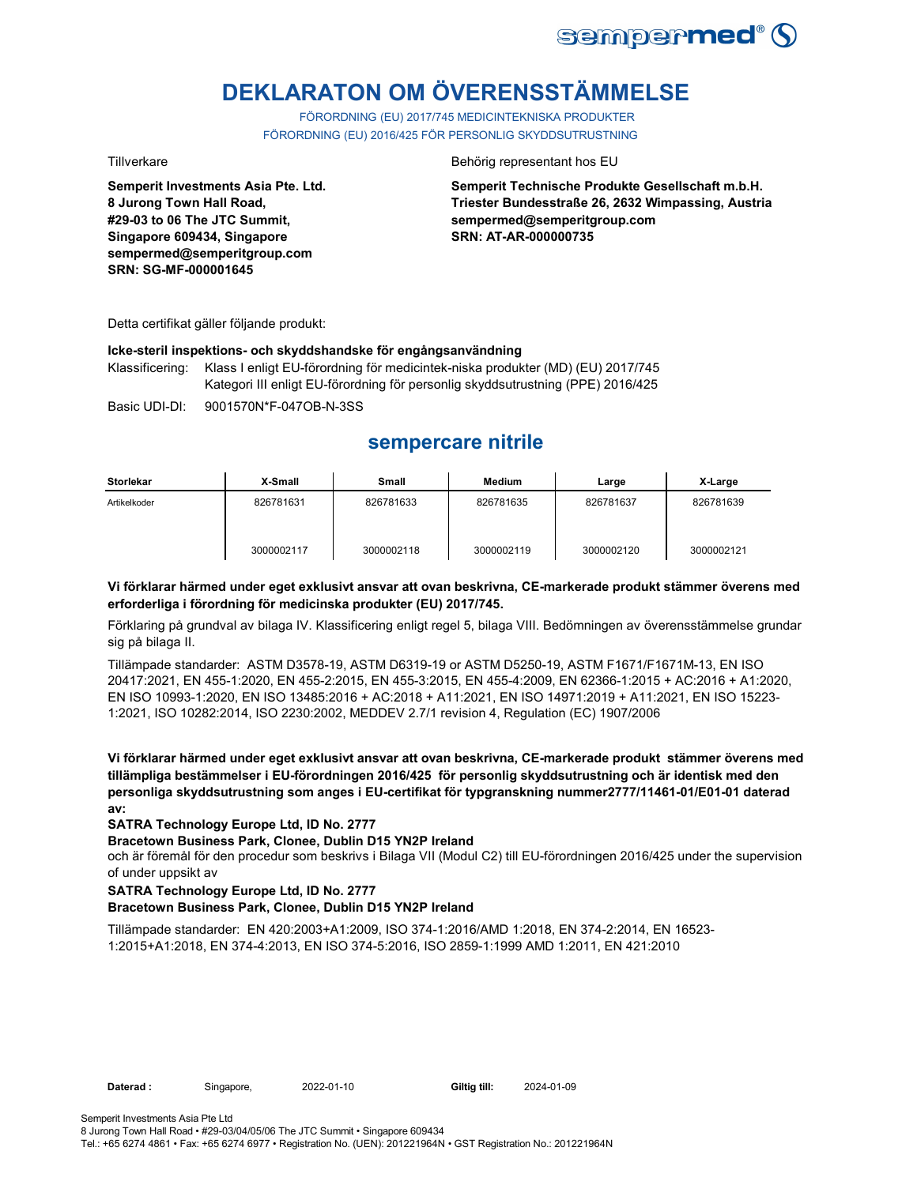# DEKLARATON OM ÖVERENSSTÄMMELSE

FÖRORDNING (EU) 2017/745 MEDICINTEKNISKA PRODUKTER
FÖRORDNING (EU) 2016/425 FÖR PERSONLIG SKYDDSUTRUSTNING

Tillverkare

**Semperit Investments Asia Pte. Ltd.**
**8 Jurong Town Hall Road,**
**#29-03 to 06 The JTC Summit,**
**Singapore 609434, Singapore**
**sempermed@semperitgroup.com**
**SRN: SG-MF-000001645**

Behörig representant hos EU

**Semperit Technische Produkte Gesellschaft m.b.H.**
**Triester Bundesstraße 26, 2632 Wimpassing, Austria**
**sempermed@semperitgroup.com**
**SRN: AT-AR-000000735**

Detta certifikat gäller följande produkt:

**Icke-steril inspektions- och skyddshandske för engångsanvändning**

Klassificering: Klass I enligt EU-förordning för medicintek-niska produkter (MD) (EU) 2017/745
Kategori III enligt EU-förordning för personlig skyddsutrustning (PPE) 2016/425

Basic UDI-DI: 9001570N*F-047OB-N-3SS

## sempercare nitrile

| Storlekar | X-Small | Small | Medium | Large | X-Large |
|---|---|---|---|---|---|
| Artikelkoder | 826781631 | 826781633 | 826781635 | 826781637 | 826781639 |
| | 3000002117 | 3000002118 | 3000002119 | 3000002120 | 3000002121 |

**Vi förklarar härmed under eget exklusivt ansvar att ovan beskrivna, CE-markerade produkt stämmer överens med erforderliga i förordning för medicinska produkter (EU) 2017/745.**

Förklaring på grundval av bilaga IV. Klassificering enligt regel 5, bilaga VIII. Bedömningen av överensstämmelse grundar sig på bilaga II.

Tillämpade standarder: ASTM D3578-19, ASTM D6319-19 or ASTM D5250-19, ASTM F1671/F1671M-13, EN ISO 20417:2021, EN 455-1:2020, EN 455-2:2015, EN 455-3:2015, EN 455-4:2009, EN 62366-1:2015 + AC:2016 + A1:2020, EN ISO 10993-1:2020, EN ISO 13485:2016 + AC:2018 + A11:2021, EN ISO 14971:2019 + A11:2021, EN ISO 15223-1:2021, ISO 10282:2014, ISO 2230:2002, MEDDEV 2.7/1 revision 4, Regulation (EC) 1907/2006

**Vi förklarar härmed under eget exklusivt ansvar att ovan beskrivna, CE-markerade produkt stämmer överens med tillämpliga bestämmelser i EU-förordningen 2016/425 för personlig skyddsutrustning och är identisk med den personliga skyddsutrustning som anges i EU-certifikat för typgranskning nummer2777/11461-01/E01-01 daterad av:**

**SATRA Technology Europe Ltd, ID No. 2777**

**Bracetown Business Park, Clonee, Dublin D15 YN2P Ireland**

och är föremål för den procedur som beskrivs i Bilaga VII (Modul C2) till EU-förordningen 2016/425 under the supervision of under uppsikt av

**SATRA Technology Europe Ltd, ID No. 2777**

**Bracetown Business Park, Clonee, Dublin D15 YN2P Ireland**

Tillämpade standarder: EN 420:2003+A1:2009, ISO 374-1:2016/AMD 1:2018, EN 374-2:2014, EN 16523-1:2015+A1:2018, EN 374-4:2013, EN ISO 374-5:2016, ISO 2859-1:1999 AMD 1:2011, EN 421:2010

**Daterad :** Singapore, 2022-01-10 **Giltig till:** 2024-01-09

Semperit Investments Asia Pte Ltd
8 Jurong Town Hall Road • #29-03/04/05/06 The JTC Summit • Singapore 609434
Tel.: +65 6274 4861 • Fax: +65 6274 6977 • Registration No. (UEN): 201221964N • GST Registration No.: 201221964N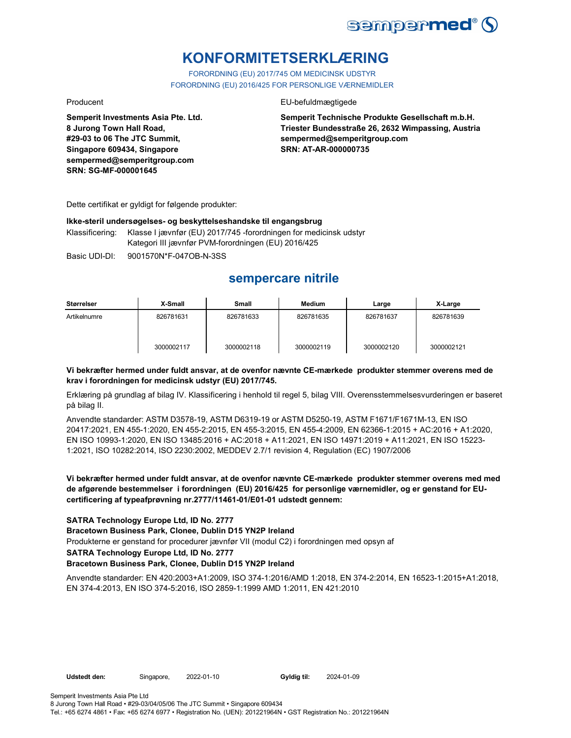# KONFORMITETSERKLÆRING

FORORDNING (EU) 2017/745 OM MEDICINSK UDSTYR
FORORDNING (EU) 2016/425 FOR PERSONLIGE VÆRNEMIDLER

Producent

**Semperit Investments Asia Pte. Ltd.**
**8 Jurong Town Hall Road,**
**#29-03 to 06 The JTC Summit,**
**Singapore 609434, Singapore**
**sempermed@semperitgroup.com**
**SRN: SG-MF-000001645**

EU-befuldmægtigede

**Semperit Technische Produkte Gesellschaft m.b.H.**
**Triester Bundesstraße 26, 2632 Wimpassing, Austria**
**sempermed@semperitgroup.com**
**SRN: AT-AR-000000735**

Dette certifikat er gyldigt for følgende produkter:

**Ikke-steril undersøgelses- og beskyttelseshandske til engangsbrug**

Klassificering: Klasse I jævnfør (EU) 2017/745 -forordningen for medicinsk udstyr
Kategori III jævnfør PVM-forordningen (EU) 2016/425

Basic UDI-DI: 9001570N*F-047OB-N-3SS

## sempercare nitrile

| Størrelser | X-Small | Small | Medium | Large | X-Large |
|---|---|---|---|---|---|
| Artikelnumre | 826781631 | 826781633 | 826781635 | 826781637 | 826781639 |
| | 3000002117 | 3000002118 | 3000002119 | 3000002120 | 3000002121 |

**Vi bekræfter hermed under fuldt ansvar, at de ovenfor nævnte CE-mærkede produkter stemmer overens med de krav i forordningen for medicinsk udstyr (EU) 2017/745.**

Erklæring på grundlag af bilag IV. Klassificering i henhold til regel 5, bilag VIII. Overensstemmelsesvurderingen er baseret på bilag II.

Anvendte standarder: ASTM D3578-19, ASTM D6319-19 or ASTM D5250-19, ASTM F1671/F1671M-13, EN ISO 20417:2021, EN 455-1:2020, EN 455-2:2015, EN 455-3:2015, EN 455-4:2009, EN 62366-1:2015 + AC:2016 + A1:2020, EN ISO 10993-1:2020, EN ISO 13485:2016 + AC:2018 + A11:2021, EN ISO 14971:2019 + A11:2021, EN ISO 15223-1:2021, ISO 10282:2014, ISO 2230:2002, MEDDEV 2.7/1 revision 4, Regulation (EC) 1907/2006

**Vi bekræfter hermed under fuldt ansvar, at de ovenfor nævnte CE-mærkede produkter stemmer overens med med de afgørende bestemmelser i forordningen (EU) 2016/425 for personlige værnemidler, og er genstand for EU-certificering af typeafprøvning nr.2777/11461-01/E01-01 udstedt gennem:**

**SATRA Technology Europe Ltd, ID No. 2777**
**Bracetown Business Park, Clonee, Dublin D15 YN2P Ireland**
Produkterne er genstand for procedurer jævnfør VII (modul C2) i forordningen med opsyn af
**SATRA Technology Europe Ltd, ID No. 2777**
**Bracetown Business Park, Clonee, Dublin D15 YN2P Ireland**

Anvendte standarder: EN 420:2003+A1:2009, ISO 374-1:2016/AMD 1:2018, EN 374-2:2014, EN 16523-1:2015+A1:2018, EN 374-4:2013, EN ISO 374-5:2016, ISO 2859-1:1999 AMD 1:2011, EN 421:2010

**Udstedt den:** Singapore, 2022-01-10 **Gyldig til:** 2024-01-09

Semperit Investments Asia Pte Ltd
8 Jurong Town Hall Road • #29-03/04/05/06 The JTC Summit • Singapore 609434
Tel.: +65 6274 4861 • Fax: +65 6274 6977 • Registration No. (UEN): 201221964N • GST Registration No.: 201221964N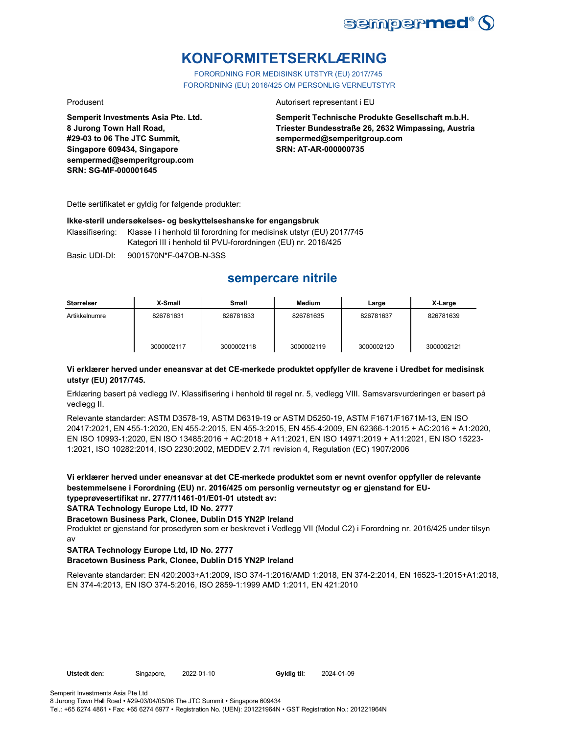# KONFORMITETSERKLÆRING

FORORDNING FOR MEDISINSK UTSTYR (EU) 2017/745
FORORDNING (EU) 2016/425 OM PERSONLIG VERNEUTSTYR

Produsent

**Semperit Investments Asia Pte. Ltd.**
**8 Jurong Town Hall Road,**
**#29-03 to 06 The JTC Summit,**
**Singapore 609434, Singapore**
**sempermed@semperitgroup.com**
**SRN: SG-MF-000001645**

Autorisert representant i EU

**Semperit Technische Produkte Gesellschaft m.b.H.**
**Triester Bundesstraße 26, 2632 Wimpassing, Austria**
**sempermed@semperitgroup.com**
**SRN: AT-AR-000000735**

Dette sertifikatet er gyldig for følgende produkter:

**Ikke-steril undersøkelses- og beskyttelseshanske for engangsbruk**

Klassifisering: Klasse I i henhold til forordning for medisinsk utstyr (EU) 2017/745
Kategori III i henhold til PVU-forordningen (EU) nr. 2016/425

Basic UDI-DI: 9001570N*F-047OB-N-3SS

## sempercare nitrile

| Størrelser | X-Small | Small | Medium | Large | X-Large |
|---|---|---|---|---|---|
| Artikkelnumre | 826781631<br>3000002117 | 826781633<br>3000002118 | 826781635<br>3000002119 | 826781637<br>3000002120 | 826781639<br>3000002121 |

**Vi erklærer herved under eneansvar at det CE-merkede produktet oppfyller de kravene i Uredbet for medisinsk utstyr (EU) 2017/745.**

Erklæring basert på vedlegg IV. Klassifisering i henhold til regel nr. 5, vedlegg VIII. Samsvarsvurderingen er basert på vedlegg II.

Relevante standarder: ASTM D3578-19, ASTM D6319-19 or ASTM D5250-19, ASTM F1671/F1671M-13, EN ISO 20417:2021, EN 455-1:2020, EN 455-2:2015, EN 455-3:2015, EN 455-4:2009, EN 62366-1:2015 + AC:2016 + A1:2020, EN ISO 10993-1:2020, EN ISO 13485:2016 + AC:2018 + A11:2021, EN ISO 14971:2019 + A11:2021, EN ISO 15223-1:2021, ISO 10282:2014, ISO 2230:2002, MEDDEV 2.7/1 revision 4, Regulation (EC) 1907/2006

**Vi erklærer herved under eneansvar at det CE-merkede produktet som er nevnt ovenfor oppfyller de relevante bestemmelsene i Forordning (EU) nr. 2016/425 om personlig verneutstyr og er gjenstand for EU-typeprøvesertifikat nr. 2777/11461-01/E01-01 utstedt av:**
**SATRA Technology Europe Ltd, ID No. 2777**
**Bracetown Business Park, Clonee, Dublin D15 YN2P Ireland**

Produktet er gjenstand for prosedyren som er beskrevet i Vedlegg VII (Modul C2) i Forordning nr. 2016/425 under tilsyn av

**SATRA Technology Europe Ltd, ID No. 2777**
**Bracetown Business Park, Clonee, Dublin D15 YN2P Ireland**

Relevante standarder: EN 420:2003+A1:2009, ISO 374-1:2016/AMD 1:2018, EN 374-2:2014, EN 16523-1:2015+A1:2018, EN 374-4:2013, EN ISO 374-5:2016, ISO 2859-1:1999 AMD 1:2011, EN 421:2010

**Utstedt den:** Singapore, 2022-01-10 **Gyldig til:** 2024-01-09

Semperit Investments Asia Pte Ltd
8 Jurong Town Hall Road • #29-03/04/05/06 The JTC Summit • Singapore 609434
Tel.: +65 6274 4861 • Fax: +65 6274 6977 • Registration No. (UEN): 201221964N • GST Registration No.: 201221964N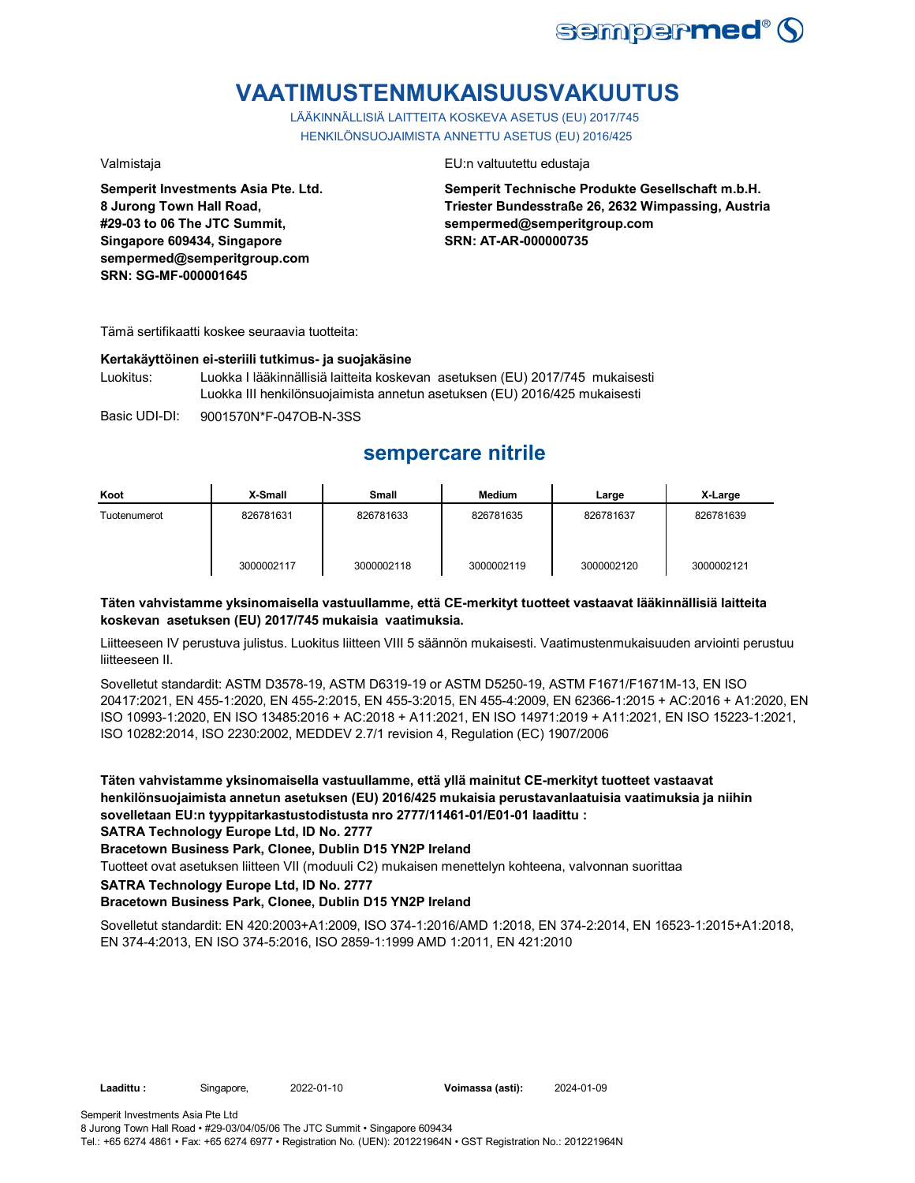# VAATIMUSTENMUKAISUUSVAKUUTUS

LÄÄKINNÄLLISIÄ LAITTEITA KOSKEVA ASETUS (EU) 2017/745
HENKILÖNSUOJAIMISTA ANNETTU ASETUS (EU) 2016/425

Valmistaja

**Semperit Investments Asia Pte. Ltd.**
**8 Jurong Town Hall Road,**
**#29-03 to 06 The JTC Summit,**
**Singapore 609434, Singapore**
**sempermed@semperitgroup.com**
**SRN: SG-MF-000001645**

EU:n valtuutettu edustaja

**Semperit Technische Produkte Gesellschaft m.b.H.**
**Triester Bundesstraße 26, 2632 Wimpassing, Austria**
**sempermed@semperitgroup.com**
**SRN: AT-AR-000000735**

Tämä sertifikaatti koskee seuraavia tuotteita:

**Kertakäyttöinen ei-steriili tutkimus- ja suojakäsine**

Luokitus: Luokka I lääkinnällisiä laitteita koskevan asetuksen (EU) 2017/745 mukaisesti
Luokka III henkilönsuojaimista annetun asetuksen (EU) 2016/425 mukaisesti

Basic UDI-DI: 9001570N*F-047OB-N-3SS

## sempercare nitrile

| Koot | X-Small | Small | Medium | Large | X-Large |
|---|---|---|---|---|---|
| Tuotenumerot | 826781631 | 826781633 | 826781635 | 826781637 | 826781639 |
| | 3000002117 | 3000002118 | 3000002119 | 3000002120 | 3000002121 |

**Täten vahvistamme yksinomaisella vastuullamme, että CE-merkityt tuotteet vastaavat lääkinnällisiä laitteita koskevan asetuksen (EU) 2017/745 mukaisia vaatimuksia.**

Liitteeseen IV perustuva julistus. Luokitus liitteen VIII 5 säännön mukaisesti. Vaatimustenmukaisuuden arviointi perustuu liitteeseen II.

Sovelletut standardit: ASTM D3578-19, ASTM D6319-19 or ASTM D5250-19, ASTM F1671/F1671M-13, EN ISO 20417:2021, EN 455-1:2020, EN 455-2:2015, EN 455-3:2015, EN 455-4:2009, EN 62366-1:2015 + AC:2016 + A1:2020, EN ISO 10993-1:2020, EN ISO 13485:2016 + AC:2018 + A11:2021, EN ISO 14971:2019 + A11:2021, EN ISO 15223-1:2021, ISO 10282:2014, ISO 2230:2002, MEDDEV 2.7/1 revision 4, Regulation (EC) 1907/2006

**Täten vahvistamme yksinomaisella vastuullamme, että yllä mainitut CE-merkityt tuotteet vastaavat henkilönsuojaimista annetun asetuksen (EU) 2016/425 mukaisia perustavanlaatuisia vaatimuksia ja niihin sovelletaan EU:n tyyppitarkastustodistusta nro 2777/11461-01/E01-01 laadittu :**
**SATRA Technology Europe Ltd, ID No. 2777**
**Bracetown Business Park, Clonee, Dublin D15 YN2P Ireland**

Tuotteet ovat asetuksen liitteen VII (moduuli C2) mukaisen menettelyn kohteena, valvonnan suorittaa

**SATRA Technology Europe Ltd, ID No. 2777**
**Bracetown Business Park, Clonee, Dublin D15 YN2P Ireland**

Sovelletut standardit: EN 420:2003+A1:2009, ISO 374-1:2016/AMD 1:2018, EN 374-2:2014, EN 16523-1:2015+A1:2018, EN 374-4:2013, EN ISO 374-5:2016, ISO 2859-1:1999 AMD 1:2011, EN 421:2010

**Laadittu :** Singapore, 2022-01-10 **Voimassa (asti):** 2024-01-09

Semperit Investments Asia Pte Ltd
8 Jurong Town Hall Road • #29-03/04/05/06 The JTC Summit • Singapore 609434
Tel.: +65 6274 4861 • Fax: +65 6274 6977 • Registration No. (UEN): 201221964N • GST Registration No.: 201221964N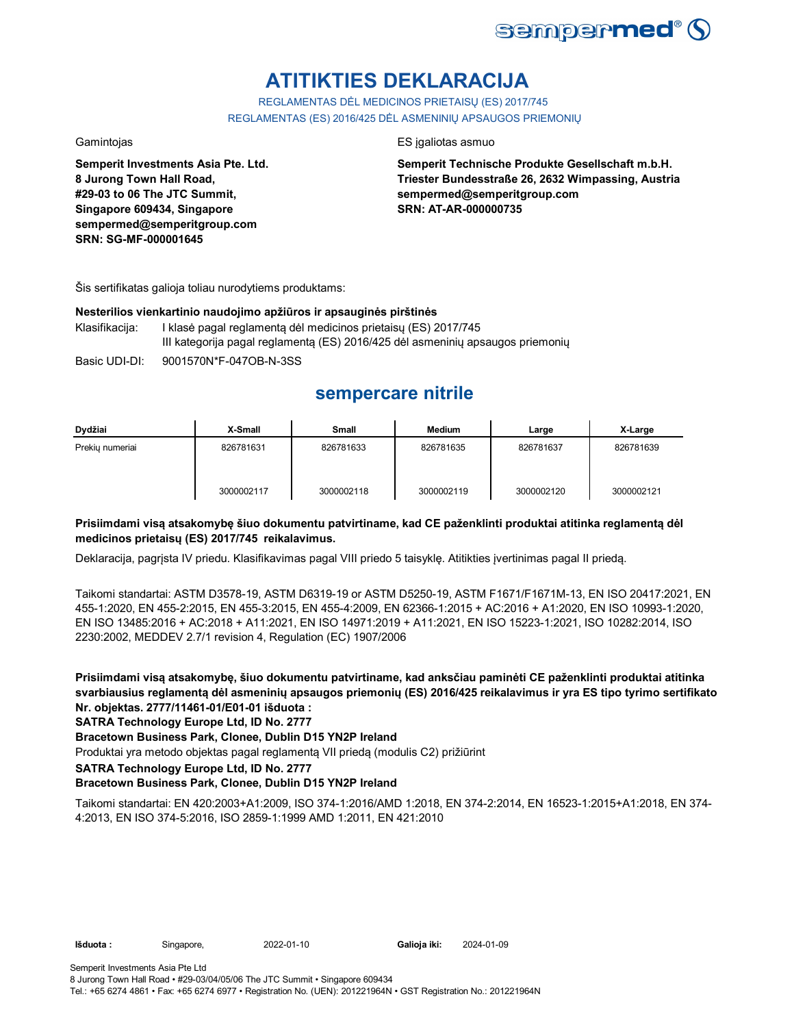# ATITIKTIES DEKLARACIJA

REGLAMENTAS DĖL MEDICINOS PRIETAISŲ (ES) 2017/745
REGLAMENTAS (ES) 2016/425 DĖL ASMENINIŲ APSAUGOS PRIEMONIŲ

Gamintojas

**Semperit Investments Asia Pte. Ltd.**
**8 Jurong Town Hall Road,**
**#29-03 to 06 The JTC Summit,**
**Singapore 609434, Singapore**
**sempermed@semperitgroup.com**
**SRN: SG-MF-000001645**

ES įgaliotas asmuo

**Semperit Technische Produkte Gesellschaft m.b.H.**
**Triester Bundesstraße 26, 2632 Wimpassing, Austria**
**sempermed@semperitgroup.com**
**SRN: AT-AR-000000735**

Šis sertifikatas galioja toliau nurodytiems produktams:

**Nesterilios vienkartinio naudojimo apžiūros ir apsauginės pirštinės**

Klasifikacija: I klasė pagal reglamentą dėl medicinos prietaisų (ES) 2017/745
III kategorija pagal reglamentą (ES) 2016/425 dėl asmeninių apsaugos priemonių

Basic UDI-DI: 9001570N*F-047OB-N-3SS

## sempercare nitrile

| Dydžiai | X-Small | Small | Medium | Large | X-Large |
|---|---|---|---|---|---|
| Prekių numeriai | 826781631<br><br>3000002117 | 826781633<br><br>3000002118 | 826781635<br><br>3000002119 | 826781637<br><br>3000002120 | 826781639<br><br>3000002121 |

**Prisiimdami visą atsakomybę šiuo dokumentu patvirtiname, kad CE paženklinti produktai atitinka reglamentą dėl medicinos prietaisų (ES) 2017/745 reikalavimus.**

Deklaracija, pagrįsta IV priedu. Klasifikavimas pagal VIII priedo 5 taisyklę. Atitikties įvertinimas pagal II priedą.

Taikomi standartai: ASTM D3578-19, ASTM D6319-19 or ASTM D5250-19, ASTM F1671/F1671M-13, EN ISO 20417:2021, EN 455-1:2020, EN 455-2:2015, EN 455-3:2015, EN 455-4:2009, EN 62366-1:2015 + AC:2016 + A1:2020, EN ISO 10993-1:2020, EN ISO 13485:2016 + AC:2018 + A11:2021, EN ISO 14971:2019 + A11:2021, EN ISO 15223-1:2021, ISO 10282:2014, ISO 2230:2002, MEDDEV 2.7/1 revision 4, Regulation (EC) 1907/2006

**Prisiimdami visą atsakomybę, šiuo dokumentu patvirtiname, kad anksčiau paminėti CE paženklinti produktai atitinka svarbiausius reglamentą dėl asmeninių apsaugos priemonių (ES) 2016/425 reikalavimus ir yra ES tipo tyrimo sertifikato Nr. objektas. 2777/11461-01/E01-01 išduota :**
**SATRA Technology Europe Ltd, ID No. 2777**
**Bracetown Business Park, Clonee, Dublin D15 YN2P Ireland**

Produktai yra metodo objektas pagal reglamentą VII priedą (modulis C2) prižiūrint

**SATRA Technology Europe Ltd, ID No. 2777**
**Bracetown Business Park, Clonee, Dublin D15 YN2P Ireland**

Taikomi standartai: EN 420:2003+A1:2009, ISO 374-1:2016/AMD 1:2018, EN 374-2:2014, EN 16523-1:2015+A1:2018, EN 374-4:2013, EN ISO 374-5:2016, ISO 2859-1:1999 AMD 1:2011, EN 421:2010

**Išduota :** Singapore, 2022-01-10 **Galioja iki:** 2024-01-09

Semperit Investments Asia Pte Ltd
8 Jurong Town Hall Road • #29-03/04/05/06 The JTC Summit • Singapore 609434
Tel.: +65 6274 4861 • Fax: +65 6274 6977 • Registration No. (UEN): 201221964N • GST Registration No.: 201221964N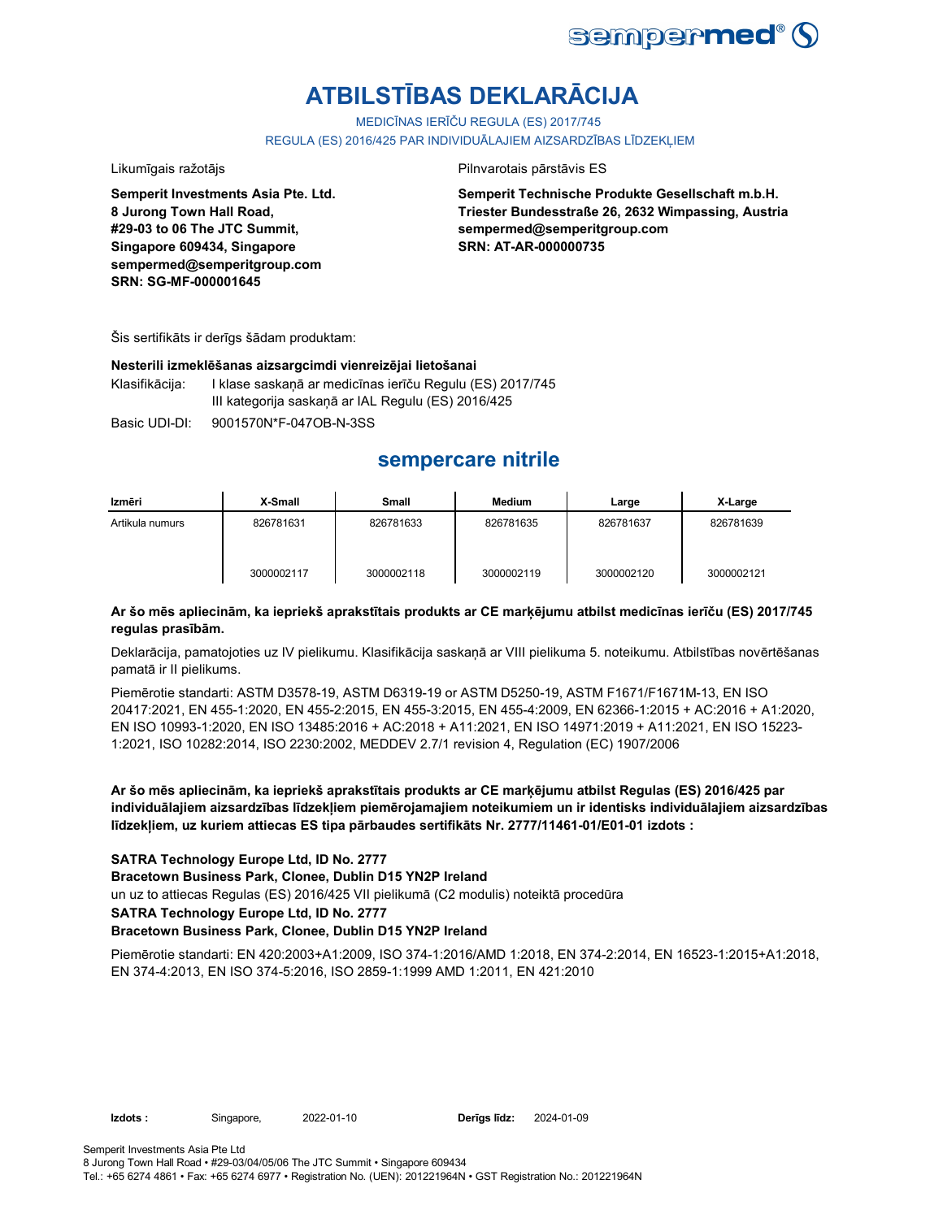# ATBILSTĪBAS DEKLARĀCIJA

MEDICĪNAS IERĪČU REGULA (ES) 2017/745

REGULA (ES) 2016/425 PAR INDIVIDUĀLAJIEM AIZSARDZĪBAS LĪDZEKĻIEM

Likumīgais ražotājs

**Semperit Investments Asia Pte. Ltd.**
**8 Jurong Town Hall Road,**
**#29-03 to 06 The JTC Summit,**
**Singapore 609434, Singapore**
**sempermed@semperitgroup.com**
**SRN: SG-MF-000001645**

Pilnvarotais pārstāvis ES

**Semperit Technische Produkte Gesellschaft m.b.H.**
**Triester Bundesstraße 26, 2632 Wimpassing, Austria**
**sempermed@semperitgroup.com**
**SRN: AT-AR-000000735**

Šis sertifikāts ir derīgs šādam produktam:

**Nesterili izmeklēšanas aizsargcimdi vienreizējai lietošanai**

Klasifikācija: I klase saskaņā ar medicīnas ierīču Regulu (ES) 2017/745
III kategorija saskaņā ar IAL Regulu (ES) 2016/425

Basic UDI-DI: 9001570N*F-047OB-N-3SS

## sempercare nitrile

| Izmēri | X-Small | Small | Medium | Large | X-Large |
|---|---|---|---|---|---|
| Artikula numurs | 826781631 | 826781633 | 826781635 | 826781637 | 826781639 |
| | 3000002117 | 3000002118 | 3000002119 | 3000002120 | 3000002121 |

**Ar šo mēs apliecinām, ka iepriekš aprakstītais produkts ar CE marķējumu atbilst medicīnas ierīču (ES) 2017/745 regulas prasībām.**

Deklarācija, pamatojoties uz IV pielikumu. Klasifikācija saskaņā ar VIII pielikuma 5. noteikumu. Atbilstības novērtēšanas pamatā ir II pielikums.

Piemērotie standarti: ASTM D3578-19, ASTM D6319-19 or ASTM D5250-19, ASTM F1671/F1671M-13, EN ISO 20417:2021, EN 455-1:2020, EN 455-2:2015, EN 455-3:2015, EN 455-4:2009, EN 62366-1:2015 + AC:2016 + A1:2020, EN ISO 10993-1:2020, EN ISO 13485:2016 + AC:2018 + A11:2021, EN ISO 14971:2019 + A11:2021, EN ISO 15223-1:2021, ISO 10282:2014, ISO 2230:2002, MEDDEV 2.7/1 revision 4, Regulation (EC) 1907/2006

**Ar šo mēs apliecinām, ka iepriekš aprakstītais produkts ar CE marķējumu atbilst Regulas (ES) 2016/425 par individuālajiem aizsardzības līdzekļiem piemērojamajiem noteikumiem un ir identisks individuālajiem aizsardzības līdzekļiem, uz kuriem attiecas ES tipa pārbaudes sertifikāts Nr. 2777/11461-01/E01-01 izdots :**

**SATRA Technology Europe Ltd, ID No. 2777**
**Bracetown Business Park, Clonee, Dublin D15 YN2P Ireland**
un uz to attiecas Regulas (ES) 2016/425 VII pielikumā (C2 modulis) noteiktā procedūra
**SATRA Technology Europe Ltd, ID No. 2777**
**Bracetown Business Park, Clonee, Dublin D15 YN2P Ireland**

Piemērotie standarti: EN 420:2003+A1:2009, ISO 374-1:2016/AMD 1:2018, EN 374-2:2014, EN 16523-1:2015+A1:2018, EN 374-4:2013, EN ISO 374-5:2016, ISO 2859-1:1999 AMD 1:2011, EN 421:2010

**Izdots :** Singapore, 2022-01-10 **Derīgs līdz:** 2024-01-09

Semperit Investments Asia Pte Ltd
8 Jurong Town Hall Road • #29-03/04/05/06 The JTC Summit • Singapore 609434
Tel.: +65 6274 4861 • Fax: +65 6274 6977 • Registration No. (UEN): 201221964N • GST Registration No.: 201221964N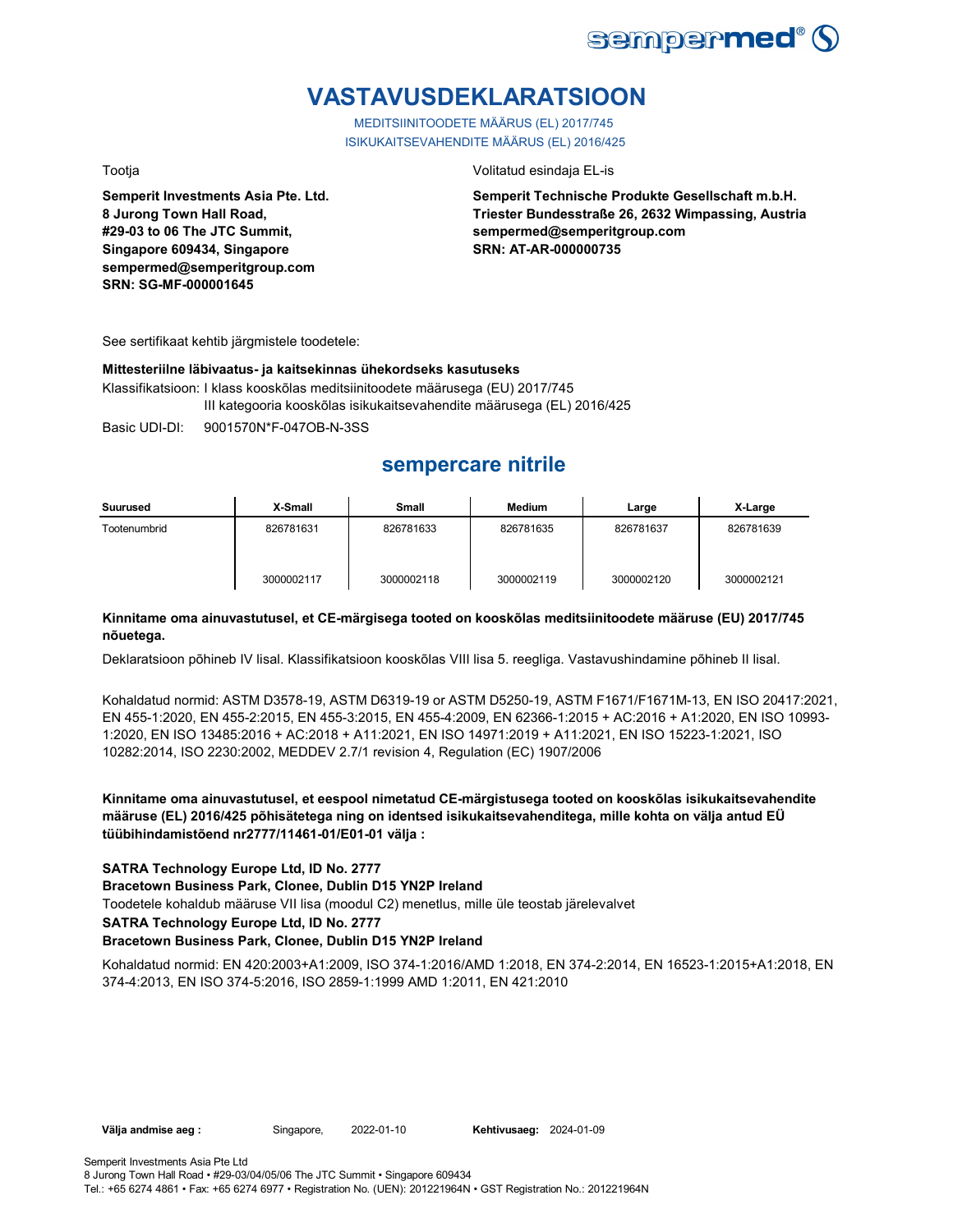sempermed®

# VASTAVUSDEKLARATSIOON

MEDITSIINITOODETE MÄÄRUS (EL) 2017/745
ISIKUKAITSEVAHENDITE MÄÄRUS (EL) 2016/425

Tootja

**Semperit Investments Asia Pte. Ltd.**
**8 Jurong Town Hall Road,**
**#29-03 to 06 The JTC Summit,**
**Singapore 609434, Singapore**
**sempermed@semperitgroup.com**
**SRN: SG-MF-000001645**

Volitatud esindaja EL-is

**Semperit Technische Produkte Gesellschaft m.b.H.**
**Triester Bundesstraße 26, 2632 Wimpassing, Austria**
**sempermed@semperitgroup.com**
**SRN: AT-AR-000000735**

See sertifikaat kehtib järgmistele toodetele:

**Mittesteriilne läbivaatus- ja kaitsekinnas ühekordseks kasutuseks**

Klassifikatsioon: I klass kooskõlas meditsiinitoodete määrusega (EU) 2017/745
III kategooria kooskõlas isikukaitsevahendite määrusega (EL) 2016/425

Basic UDI-DI: 9001570N*F-047OB-N-3SS

## sempercare nitrile

| Suurused | X-Small | Small | Medium | Large | X-Large |
|---|---|---|---|---|---|
| Tootenumbrid | 826781631<br>3000002117 | 826781633<br>3000002118 | 826781635<br>3000002119 | 826781637<br>3000002120 | 826781639<br>3000002121 |

**Kinnitame oma ainuvastutusel, et CE-märgisega tooted on kooskõlas meditsiinitoodete määruse (EU) 2017/745 nõuetega.**

Deklaratsioon põhineb IV lisal. Klassifikatsioon kooskõlas VIII lisa 5. reegliga. Vastavushindamine põhineb II lisal.

Kohaldatud normid: ASTM D3578-19, ASTM D6319-19 or ASTM D5250-19, ASTM F1671/F1671M-13, EN ISO 20417:2021, EN 455-1:2020, EN 455-2:2015, EN 455-3:2015, EN 455-4:2009, EN 62366-1:2015 + AC:2016 + A1:2020, EN ISO 10993-1:2020, EN ISO 13485:2016 + AC:2018 + A11:2021, EN ISO 14971:2019 + A11:2021, EN ISO 15223-1:2021, ISO 10282:2014, ISO 2230:2002, MEDDEV 2.7/1 revision 4, Regulation (EC) 1907/2006

**Kinnitame oma ainuvastutusel, et eespool nimetatud CE-märgistusega tooted on kooskõlas isikukaitsevahendite määruse (EL) 2016/425 põhisätetega ning on identsed isikukaitsevahenditega, mille kohta on välja antud EÜ tüübihindamistõend nr2777/11461-01/E01-01 välja :**

**SATRA Technology Europe Ltd, ID No. 2777**
**Bracetown Business Park, Clonee, Dublin D15 YN2P Ireland**
Toodetele kohaldub määruse VII lisa (moodul C2) menetlus, mille üle teostab järelevalvet
**SATRA Technology Europe Ltd, ID No. 2777**
**Bracetown Business Park, Clonee, Dublin D15 YN2P Ireland**

Kohaldatud normid: EN 420:2003+A1:2009, ISO 374-1:2016/AMD 1:2018, EN 374-2:2014, EN 16523-1:2015+A1:2018, EN 374-4:2013, EN ISO 374-5:2016, ISO 2859-1:1999 AMD 1:2011, EN 421:2010

**Välja andmise aeg :** Singapore, 2022-01-10 **Kehtivusaeg:** 2024-01-09

Semperit Investments Asia Pte Ltd
8 Jurong Town Hall Road • #29-03/04/05/06 The JTC Summit • Singapore 609434
Tel.: +65 6274 4861 • Fax: +65 6274 6977 • Registration No. (UEN): 201221964N • GST Registration No.: 201221964N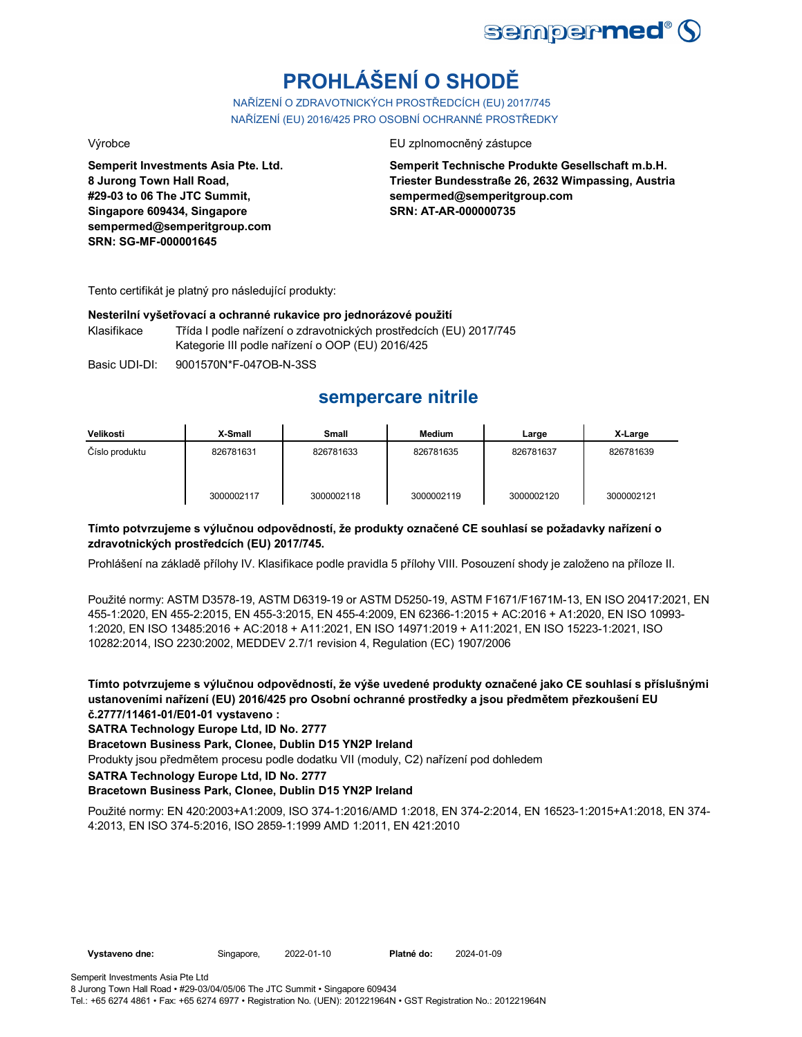# PROHLÁŠENÍ O SHODĚ

NAŘÍZENÍ O ZDRAVOTNICKÝCH PROSTŘEDCÍCH (EU) 2017/745
NAŘÍZENÍ (EU) 2016/425 PRO OSOBNÍ OCHRANNÉ PROSTŘEDKY

Výrobce

**Semperit Investments Asia Pte. Ltd.**
**8 Jurong Town Hall Road,**
**#29-03 to 06 The JTC Summit,**
**Singapore 609434, Singapore**
**sempermed@semperitgroup.com**
**SRN: SG-MF-000001645**

EU zplnomocněný zástupce

**Semperit Technische Produkte Gesellschaft m.b.H.**
**Triester Bundesstraße 26, 2632 Wimpassing, Austria**
**sempermed@semperitgroup.com**
**SRN: AT-AR-000000735**

Tento certifikát je platný pro následující produkty:

**Nesterilní vyšetřovací a ochranné rukavice pro jednorázové použití**

Klasifikace: Třída I podle nařízení o zdravotnických prostředcích (EU) 2017/745
Kategorie III podle nařízení o OOP (EU) 2016/425

Basic UDI-DI: 9001570N*F-047OB-N-3SS

## sempercare nitrile

| Velikosti | X-Small | Small | Medium | Large | X-Large |
|---|---|---|---|---|---|
| Číslo produktu | 826781631 | 826781633 | 826781635 | 826781637 | 826781639 |
| | 3000002117 | 3000002118 | 3000002119 | 3000002120 | 3000002121 |

**Tímto potvrzujeme s výlučnou odpovědností, že produkty označené CE souhlasí se požadavky nařízení o zdravotnických prostředcích (EU) 2017/745.**

Prohlášení na základě přílohy IV. Klasifikace podle pravidla 5 přílohy VIII. Posouzení shody je založeno na příloze II.

Použité normy: ASTM D3578-19, ASTM D6319-19 or ASTM D5250-19, ASTM F1671/F1671M-13, EN ISO 20417:2021, EN 455-1:2020, EN 455-2:2015, EN 455-3:2015, EN 455-4:2009, EN 62366-1:2015 + AC:2016 + A1:2020, EN ISO 10993-1:2020, EN ISO 13485:2016 + AC:2018 + A11:2021, EN ISO 14971:2019 + A11:2021, EN ISO 15223-1:2021, ISO 10282:2014, ISO 2230:2002, MEDDEV 2.7/1 revision 4, Regulation (EC) 1907/2006

**Tímto potvrzujeme s výlučnou odpovědností, že výše uvedené produkty označené jako CE souhlasí s příslušnými ustanoveními nařízení (EU) 2016/425 pro Osobní ochranné prostředky a jsou předmětem přezkoušení EU č.2777/11461-01/E01-01 vystaveno :**

**SATRA Technology Europe Ltd, ID No. 2777**
**Bracetown Business Park, Clonee, Dublin D15 YN2P Ireland**

Produkty jsou předmětem procesu podle dodatku VII (moduly, C2) nařízení pod dohledem

**SATRA Technology Europe Ltd, ID No. 2777**
**Bracetown Business Park, Clonee, Dublin D15 YN2P Ireland**

Použité normy: EN 420:2003+A1:2009, ISO 374-1:2016/AMD 1:2018, EN 374-2:2014, EN 16523-1:2015+A1:2018, EN 374-4:2013, EN ISO 374-5:2016, ISO 2859-1:1999 AMD 1:2011, EN 421:2010

**Vystaveno dne:** Singapore, 2022-01-10 **Platné do:** 2024-01-09

Semperit Investments Asia Pte Ltd
8 Jurong Town Hall Road • #29-03/04/05/06 The JTC Summit • Singapore 609434
Tel.: +65 6274 4861 • Fax: +65 6274 6977 • Registration No. (UEN): 201221964N • GST Registration No.: 201221964N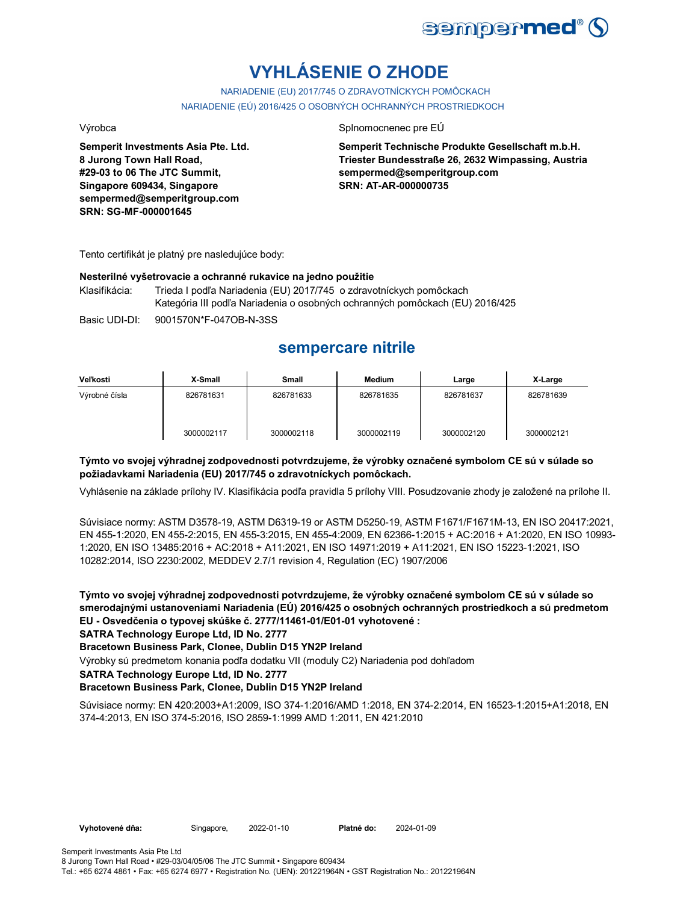# VYHLÁSENIE O ZHODE

NARIADENIE (EU) 2017/745 O ZDRAVOTNÍCKYCH POMÔCKACH

NARIADENIE (EÚ) 2016/425 O OSOBNÝCH OCHRANNÝCH PROSTRIEDKOCH

Výrobca

**Semperit Investments Asia Pte. Ltd.**
**8 Jurong Town Hall Road,**
**#29-03 to 06 The JTC Summit,**
**Singapore 609434, Singapore**
**sempermed@semperitgroup.com**
**SRN: SG-MF-000001645**

Splnomocnenec pre EÚ

**Semperit Technische Produkte Gesellschaft m.b.H.**
**Triester Bundesstraße 26, 2632 Wimpassing, Austria**
**sempermed@semperitgroup.com**
**SRN: AT-AR-000000735**

Tento certifikát je platný pre nasledujúce body:

**Nesterilné vyšetrovacie a ochranné rukavice na jedno použitie**

Klasifikácia: Trieda I podľa Nariadenia (EU) 2017/745 o zdravotníckych pomôckach
Kategória III podľa Nariadenia o osobných ochranných pomôckach (EU) 2016/425

Basic UDI-DI: 9001570N*F-047OB-N-3SS

## sempercare nitrile

| Veľkosti | X-Small | Small | Medium | Large | X-Large |
|---|---|---|---|---|---|
| Výrobné čísla | 826781631 | 826781633 | 826781635 | 826781637 | 826781639 |
| | 3000002117 | 3000002118 | 3000002119 | 3000002120 | 3000002121 |

**Týmto vo svojej výhradnej zodpovednosti potvrdzujeme, že výrobky označené symbolom CE sú v súlade so požiadavkami Nariadenia (EU) 2017/745 o zdravotníckych pomôckach.**

Vyhlásenie na základe prílohy IV. Klasifikácia podľa pravidla 5 prílohy VIII. Posudzovanie zhody je založené na prílohe II.

Súvisiace normy: ASTM D3578-19, ASTM D6319-19 or ASTM D5250-19, ASTM F1671/F1671M-13, EN ISO 20417:2021, EN 455-1:2020, EN 455-2:2015, EN 455-3:2015, EN 455-4:2009, EN 62366-1:2015 + AC:2016 + A1:2020, EN ISO 10993-1:2020, EN ISO 13485:2016 + AC:2018 + A11:2021, EN ISO 14971:2019 + A11:2021, EN ISO 15223-1:2021, ISO 10282:2014, ISO 2230:2002, MEDDEV 2.7/1 revision 4, Regulation (EC) 1907/2006

**Týmto vo svojej výhradnej zodpovednosti potvrdzujeme, že výrobky označené symbolom CE sú v súlade so smerodajnými ustanoveniami Nariadenia (EÚ) 2016/425 o osobných ochranných prostriedkoch a sú predmetom EU - Osvedčenia o typovej skúške č. 2777/11461-01/E01-01 vyhotovené :**

**SATRA Technology Europe Ltd, ID No. 2777**

**Bracetown Business Park, Clonee, Dublin D15 YN2P Ireland**

Výrobky sú predmetom konania podľa dodatku VII (moduly C2) Nariadenia pod dohľadom

**SATRA Technology Europe Ltd, ID No. 2777**

**Bracetown Business Park, Clonee, Dublin D15 YN2P Ireland**

Súvisiace normy: EN 420:2003+A1:2009, ISO 374-1:2016/AMD 1:2018, EN 374-2:2014, EN 16523-1:2015+A1:2018, EN 374-4:2013, EN ISO 374-5:2016, ISO 2859-1:1999 AMD 1:2011, EN 421:2010

**Vyhotovené dňa:** Singapore, 2022-01-10 **Platné do:** 2024-01-09

Semperit Investments Asia Pte Ltd
8 Jurong Town Hall Road • #29-03/04/05/06 The JTC Summit • Singapore 609434
Tel.: +65 6274 4861 • Fax: +65 6274 6977 • Registration No. (UEN): 201221964N • GST Registration No.: 201221964N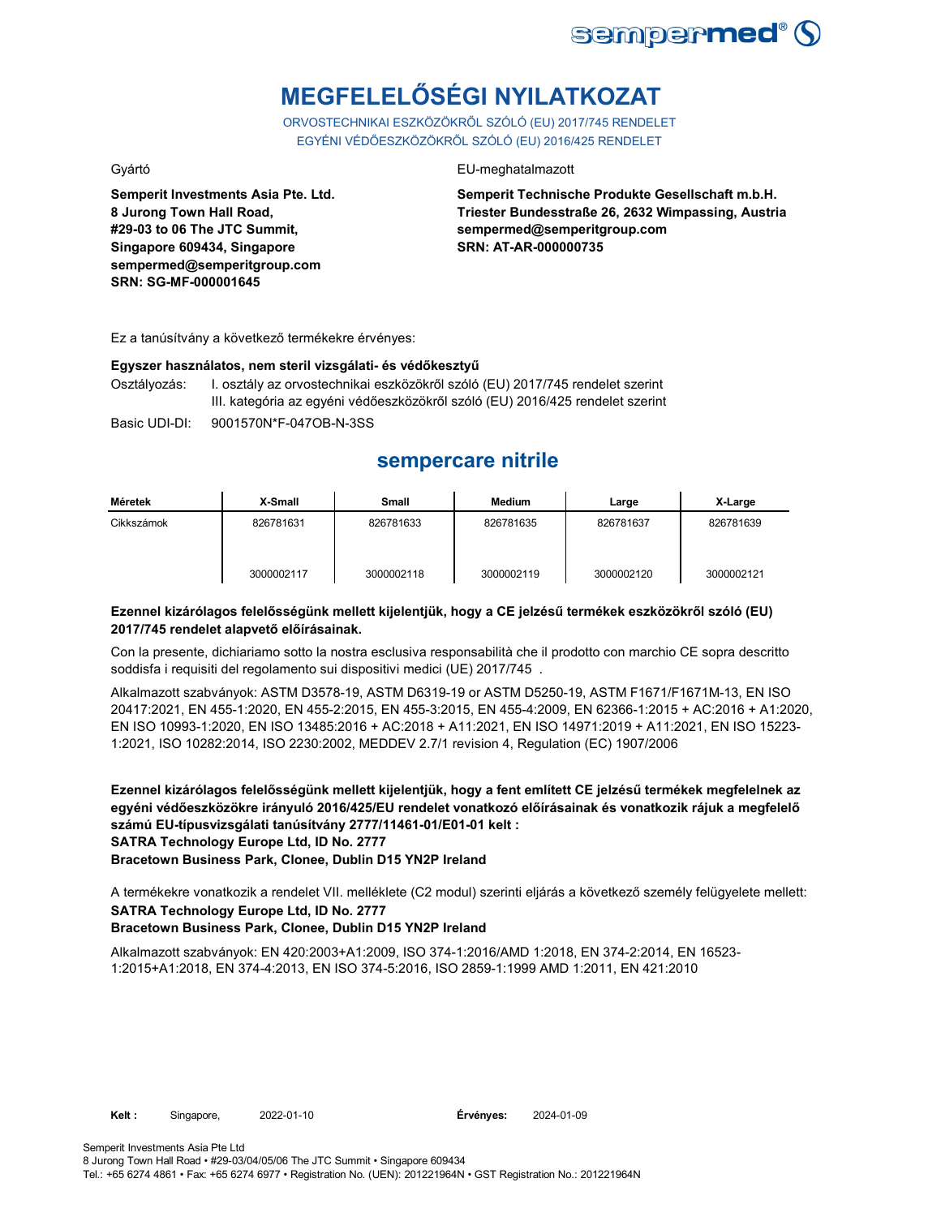# MEGFELELŐSÉGI NYILATKOZAT

ORVOSTECHNIKAI ESZKÖZÖKRŐL SZÓLÓ (EU) 2017/745 RENDELET
EGYÉNI VÉDŐESZKÖZÖKRŐL SZÓLÓ (EU) 2016/425 RENDELET

Gyártó

**Semperit Investments Asia Pte. Ltd.**
**8 Jurong Town Hall Road,**
**#29-03 to 06 The JTC Summit,**
**Singapore 609434, Singapore**
**sempermed@semperitgroup.com**
**SRN: SG-MF-000001645**

EU-meghatalmazott

**Semperit Technische Produkte Gesellschaft m.b.H.**
**Triester Bundesstraße 26, 2632 Wimpassing, Austria**
**sempermed@semperitgroup.com**
**SRN: AT-AR-000000735**

Ez a tanúsítvány a következő termékekre érvényes:

**Egyszer használatos, nem steril vizsgálati- és védőkesztyű**

Osztályozás: I. osztály az orvostechnikai eszközökről szóló (EU) 2017/745 rendelet szerint
III. kategória az egyéni védőeszközökről szóló (EU) 2016/425 rendelet szerint

Basic UDI-DI: 9001570N*F-047OB-N-3SS

## sempercare nitrile

| Méretek | X-Small | Small | Medium | Large | X-Large |
|---|---|---|---|---|---|
| Cikkszámok | 826781631<br>3000002117 | 826781633<br>3000002118 | 826781635<br>3000002119 | 826781637<br>3000002120 | 826781639<br>3000002121 |

**Ezennel kizárólagos felelősségünk mellett kijelentjük, hogy a CE jelzésű termékek eszközökről szóló (EU) 2017/745 rendelet alapvető előírásainak.**

Con la presente, dichiariamo sotto la nostra esclusiva responsabilità che il prodotto con marchio CE sopra descritto soddisfa i requisiti del regolamento sui dispositivi medici (UE) 2017/745 .

Alkalmazott szabványok: ASTM D3578-19, ASTM D6319-19 or ASTM D5250-19, ASTM F1671/F1671M-13, EN ISO 20417:2021, EN 455-1:2020, EN 455-2:2015, EN 455-3:2015, EN 455-4:2009, EN 62366-1:2015 + AC:2016 + A1:2020, EN ISO 10993-1:2020, EN ISO 13485:2016 + AC:2018 + A11:2021, EN ISO 14971:2019 + A11:2021, EN ISO 15223-1:2021, ISO 10282:2014, ISO 2230:2002, MEDDEV 2.7/1 revision 4, Regulation (EC) 1907/2006

**Ezennel kizárólagos felelősségünk mellett kijelentjük, hogy a fent említett CE jelzésű termékek megfelelnek az egyéni védőeszközökre irányuló 2016/425/EU rendelet vonatkozó előírásainak és vonatkozik rájuk a megfelelő számú EU-típusvizsgálati tanúsítvány 2777/11461-01/E01-01 kelt :**
**SATRA Technology Europe Ltd, ID No. 2777**
**Bracetown Business Park, Clonee, Dublin D15 YN2P Ireland**

A termékekre vonatkozik a rendelet VII. melléklete (C2 modul) szerinti eljárás a következő személy felügyelete mellett:
**SATRA Technology Europe Ltd, ID No. 2777**
**Bracetown Business Park, Clonee, Dublin D15 YN2P Ireland**

Alkalmazott szabványok: EN 420:2003+A1:2009, ISO 374-1:2016/AMD 1:2018, EN 374-2:2014, EN 16523-1:2015+A1:2018, EN 374-4:2013, EN ISO 374-5:2016, ISO 2859-1:1999 AMD 1:2011, EN 421:2010

**Kelt :** Singapore, 2022-01-10 **Érvényes:** 2024-01-09

Semperit Investments Asia Pte Ltd
8 Jurong Town Hall Road • #29-03/04/05/06 The JTC Summit • Singapore 609434
Tel.: +65 6274 4861 • Fax: +65 6274 6977 • Registration No. (UEN): 201221964N • GST Registration No.: 201221964N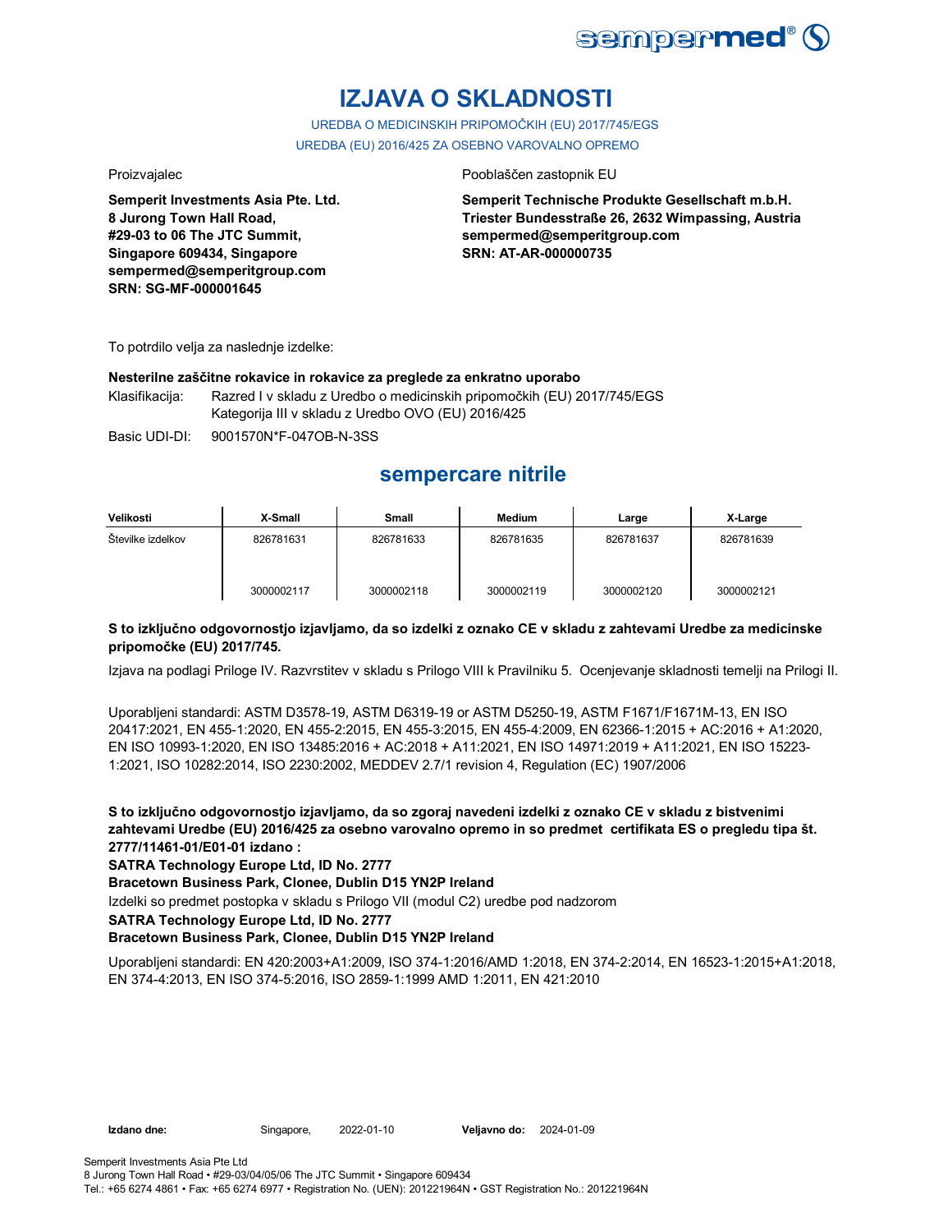# IZJAVA O SKLADNOSTI

UREDBA O MEDICINSKIH PRIPOMOČKIH (EU) 2017/745/EGS

UREDBA (EU) 2016/425 ZA OSEBNO VAROVALNO OPREMO

Proizvajalec

**Semperit Investments Asia Pte. Ltd.**
**8 Jurong Town Hall Road,**
**#29-03 to 06 The JTC Summit,**
**Singapore 609434, Singapore**
**sempermed@semperitgroup.com**
**SRN: SG-MF-000001645**

Pooblaščen zastopnik EU

**Semperit Technische Produkte Gesellschaft m.b.H.**
**Triester Bundesstraße 26, 2632 Wimpassing, Austria**
**sempermed@semperitgroup.com**
**SRN: AT-AR-000000735**

To potrdilo velja za naslednje izdelke:

**Nesterilne zaščitne rokavice in rokavice za preglede za enkratno uporabo**

Klasifikacija: Razred I v skladu z Uredbo o medicinskih pripomočkih (EU) 2017/745/EGS
Kategorija III v skladu z Uredbo OVO (EU) 2016/425

Basic UDI-DI: 9001570N*F-047OB-N-3SS

## sempercare nitrile

| Velikosti | X-Small | Small | Medium | Large | X-Large |
|---|---|---|---|---|---|
| Številke izdelkov | 826781631 | 826781633 | 826781635 | 826781637 | 826781639 |
| | 3000002117 | 3000002118 | 3000002119 | 3000002120 | 3000002121 |

**S to izključno odgovornostjo izjavljamo, da so izdelki z oznako CE v skladu z zahtevami Uredbe za medicinske pripomočke (EU) 2017/745.**

Izjava na podlagi Priloge IV. Razvrstitev v skladu s Prilogo VIII k Pravilniku 5. Ocenjevanje skladnosti temelji na Prilogi II.

Uporabljeni standardi: ASTM D3578-19, ASTM D6319-19 or ASTM D5250-19, ASTM F1671/F1671M-13, EN ISO 20417:2021, EN 455-1:2020, EN 455-2:2015, EN 455-3:2015, EN 455-4:2009, EN 62366-1:2015 + AC:2016 + A1:2020, EN ISO 10993-1:2020, EN ISO 13485:2016 + AC:2018 + A11:2021, EN ISO 14971:2019 + A11:2021, EN ISO 15223-1:2021, ISO 10282:2014, ISO 2230:2002, MEDDEV 2.7/1 revision 4, Regulation (EC) 1907/2006

**S to izključno odgovornostjo izjavljamo, da so zgoraj navedeni izdelki z oznako CE v skladu z bistvenimi zahtevami Uredbe (EU) 2016/425 za osebno varovalno opremo in so predmet certifikata ES o pregledu tipa št. 2777/11461-01/E01-01 izdano :**

**SATRA Technology Europe Ltd, ID No. 2777**

**Bracetown Business Park, Clonee, Dublin D15 YN2P Ireland**

Izdelki so predmet postopka v skladu s Prilogo VII (modul C2) uredbe pod nadzorom

**SATRA Technology Europe Ltd, ID No. 2777**

**Bracetown Business Park, Clonee, Dublin D15 YN2P Ireland**

Uporabljeni standardi: EN 420:2003+A1:2009, ISO 374-1:2016/AMD 1:2018, EN 374-2:2014, EN 16523-1:2015+A1:2018, EN 374-4:2013, EN ISO 374-5:2016, ISO 2859-1:1999 AMD 1:2011, EN 421:2010

**Izdano dne:** Singapore, 2022-01-10 **Veljavno do:** 2024-01-09

Semperit Investments Asia Pte Ltd
8 Jurong Town Hall Road • #29-03/04/05/06 The JTC Summit • Singapore 609434
Tel.: +65 6274 4861 • Fax: +65 6274 6977 • Registration No. (UEN): 201221964N • GST Registration No.: 201221964N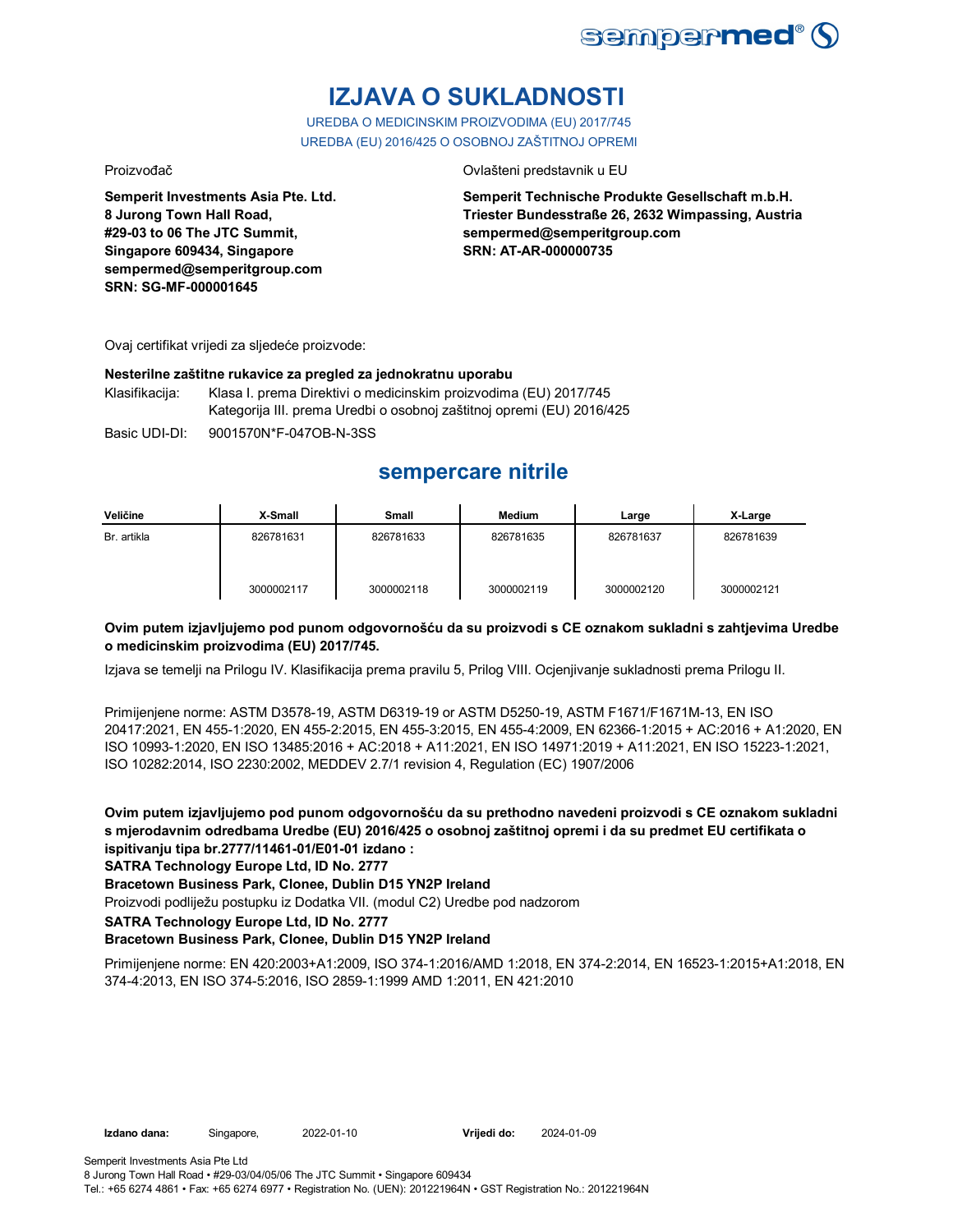# IZJAVA O SUKLADNOSTI

UREDBA O MEDICINSKIM PROIZVODIMA (EU) 2017/745

UREDBA (EU) 2016/425 O OSOBNOJ ZAŠTITNOJ OPREMI

Proizvođač

**Semperit Investments Asia Pte. Ltd.**
**8 Jurong Town Hall Road,**
**#29-03 to 06 The JTC Summit,**
**Singapore 609434, Singapore**
**sempermed@semperitgroup.com**
**SRN: SG-MF-000001645**

Ovlašteni predstavnik u EU

**Semperit Technische Produkte Gesellschaft m.b.H.**
**Triester Bundesstraße 26, 2632 Wimpassing, Austria**
**sempermed@semperitgroup.com**
**SRN: AT-AR-000000735**

Ovaj certifikat vrijedi za sljedeće proizvode:

**Nesterilne zaštitne rukavice za pregled za jednokratnu uporabu**

Klasifikacija: Klasa I. prema Direktivi o medicinskim proizvodima (EU) 2017/745
Kategorija III. prema Uredbi o osobnoj zaštitnoj opremi (EU) 2016/425

Basic UDI-DI: 9001570N*F-047OB-N-3SS

## sempercare nitrile

| Veličine | X-Small | Small | Medium | Large | X-Large |
|---|---|---|---|---|---|
| Br. artikla | 826781631 | 826781633 | 826781635 | 826781637 | 826781639 |
| | 3000002117 | 3000002118 | 3000002119 | 3000002120 | 3000002121 |

**Ovim putem izjavljujemo pod punom odgovornošću da su proizvodi s CE oznakom sukladni s zahtjevima Uredbe o medicinskim proizvodima (EU) 2017/745.**

Izjava se temelji na Prilogu IV. Klasifikacija prema pravilu 5, Prilog VIII. Ocjenjivanje sukladnosti prema Prilogu II.

Primijenjene norme: ASTM D3578-19, ASTM D6319-19 or ASTM D5250-19, ASTM F1671/F1671M-13, EN ISO 20417:2021, EN 455-1:2020, EN 455-2:2015, EN 455-3:2015, EN 455-4:2009, EN 62366-1:2015 + AC:2016 + A1:2020, EN ISO 10993-1:2020, EN ISO 13485:2016 + AC:2018 + A11:2021, EN ISO 14971:2019 + A11:2021, EN ISO 15223-1:2021, ISO 10282:2014, ISO 2230:2002, MEDDEV 2.7/1 revision 4, Regulation (EC) 1907/2006

**Ovim putem izjavljujemo pod punom odgovornošću da su prethodno navedeni proizvodi s CE oznakom sukladni s mjerodavnim odredbama Uredbe (EU) 2016/425 o osobnoj zaštitnoj opremi i da su predmet EU certifikata o ispitivanju tipa br.2777/11461-01/E01-01 izdano :**
**SATRA Technology Europe Ltd, ID No. 2777**
**Bracetown Business Park, Clonee, Dublin D15 YN2P Ireland**

Proizvodi podliježu postupku iz Dodatka VII. (modul C2) Uredbe pod nadzorom

**SATRA Technology Europe Ltd, ID No. 2777**
**Bracetown Business Park, Clonee, Dublin D15 YN2P Ireland**

Primijenjene norme: EN 420:2003+A1:2009, ISO 374-1:2016/AMD 1:2018, EN 374-2:2014, EN 16523-1:2015+A1:2018, EN 374-4:2013, EN ISO 374-5:2016, ISO 2859-1:1999 AMD 1:2011, EN 421:2010

**Izdano dana:** Singapore, 2022-01-10 **Vrijedi do:** 2024-01-09

Semperit Investments Asia Pte Ltd
8 Jurong Town Hall Road • #29-03/04/05/06 The JTC Summit • Singapore 609434
Tel.: +65 6274 4861 • Fax: +65 6274 6977 • Registration No. (UEN): 201221964N • GST Registration No.: 201221964N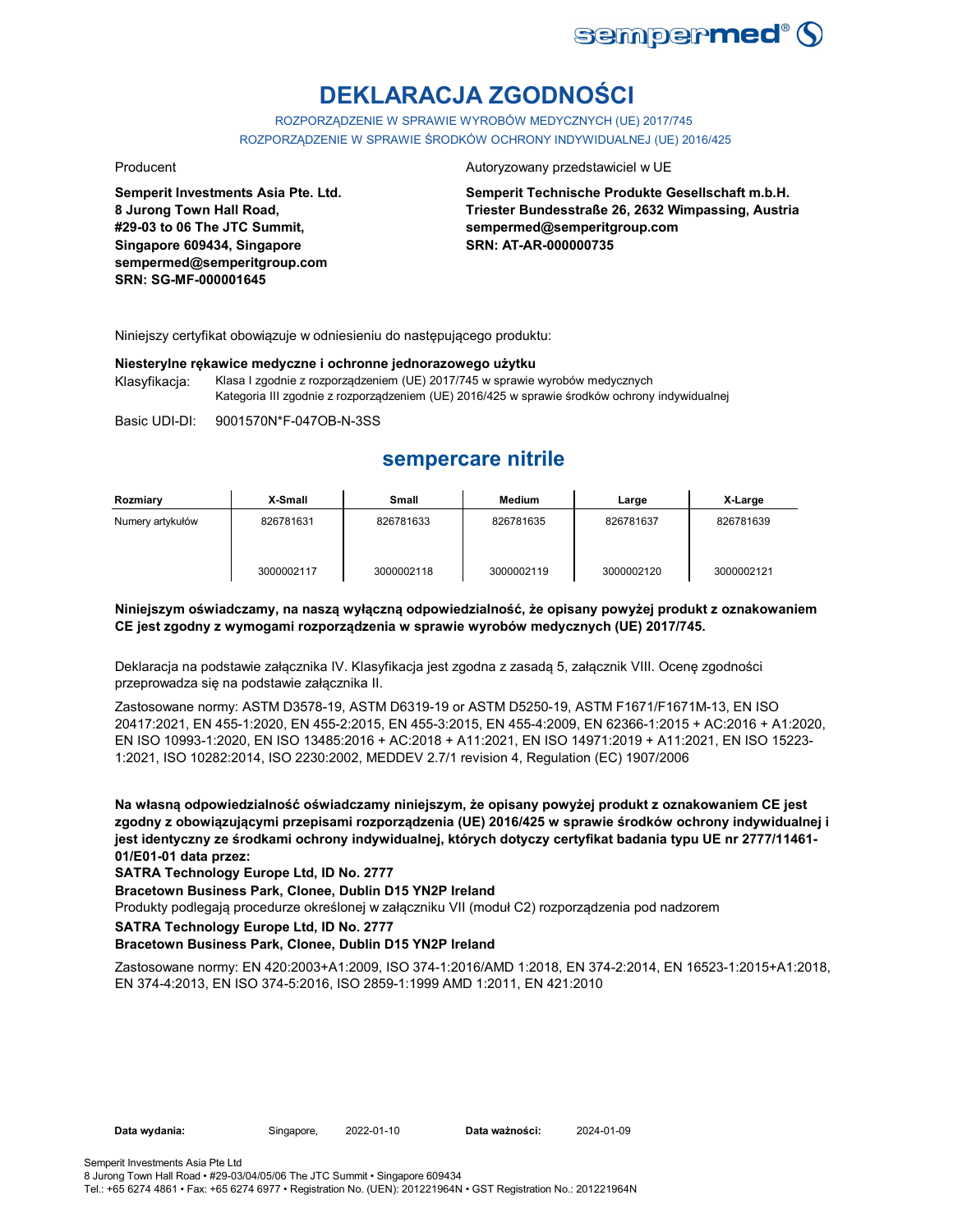# DEKLARACJA ZGODNOŚCI

ROZPORZĄDZENIE W SPRAWIE WYROBÓW MEDYCZNYCH (UE) 2017/745
ROZPORZĄDZENIE W SPRAWIE ŚRODKÓW OCHRONY INDYWIDUALNEJ (UE) 2016/425

Producent

**Semperit Investments Asia Pte. Ltd.**
**8 Jurong Town Hall Road,**
**#29-03 to 06 The JTC Summit,**
**Singapore 609434, Singapore**
**sempermed@semperitgroup.com**
**SRN: SG-MF-000001645**

Autoryzowany przedstawiciel w UE

**Semperit Technische Produkte Gesellschaft m.b.H.**
**Triester Bundesstraße 26, 2632 Wimpassing, Austria**
**sempermed@semperitgroup.com**
**SRN: AT-AR-000000735**

Niniejszy certyfikat obowiązuje w odniesieniu do następującego produktu:

**Niesterylne rękawice medyczne i ochronne jednorazowego użytku**

Klasyfikacja: Klasa I zgodnie z rozporządzeniem (UE) 2017/745 w sprawie wyrobów medycznych
Kategoria III zgodnie z rozporządzeniem (UE) 2016/425 w sprawie środków ochrony indywidualnej

Basic UDI-DI: 9001570N*F-047OB-N-3SS

## sempercare nitrile

| Rozmiary | X-Small | Small | Medium | Large | X-Large |
|---|---|---|---|---|---|
| Numery artykułów | 826781631<br>3000002117 | 826781633<br>3000002118 | 826781635<br>3000002119 | 826781637<br>3000002120 | 826781639<br>3000002121 |

**Niniejszym oświadczamy, na naszą wyłączną odpowiedzialność, że opisany powyżej produkt z oznakowaniem CE jest zgodny z wymogami rozporządzenia w sprawie wyrobów medycznych (UE) 2017/745.**

Deklaracja na podstawie załącznika IV. Klasyfikacja jest zgodna z zasadą 5, załącznik VIII. Ocenę zgodności przeprowadza się na podstawie załącznika II.

Zastosowane normy: ASTM D3578-19, ASTM D6319-19 or ASTM D5250-19, ASTM F1671/F1671M-13, EN ISO 20417:2021, EN 455-1:2020, EN 455-2:2015, EN 455-3:2015, EN 455-4:2009, EN 62366-1:2015 + AC:2016 + A1:2020, EN ISO 10993-1:2020, EN ISO 13485:2016 + AC:2018 + A11:2021, EN ISO 14971:2019 + A11:2021, EN ISO 15223-1:2021, ISO 10282:2014, ISO 2230:2002, MEDDEV 2.7/1 revision 4, Regulation (EC) 1907/2006

**Na własną odpowiedzialność oświadczamy niniejszym, że opisany powyżej produkt z oznakowaniem CE jest zgodny z obowiązującymi przepisami rozporządzenia (UE) 2016/425 w sprawie środków ochrony indywidualnej i jest identyczny ze środkami ochrony indywidualnej, których dotyczy certyfikat badania typu UE nr 2777/11461-01/E01-01 data przez:**

**SATRA Technology Europe Ltd, ID No. 2777**
**Bracetown Business Park, Clonee, Dublin D15 YN2P Ireland**

Produkty podlegają procedurze określonej w załączniku VII (moduł C2) rozporządzenia pod nadzorem

**SATRA Technology Europe Ltd, ID No. 2777**
**Bracetown Business Park, Clonee, Dublin D15 YN2P Ireland**

Zastosowane normy: EN 420:2003+A1:2009, ISO 374-1:2016/AMD 1:2018, EN 374-2:2014, EN 16523-1:2015+A1:2018, EN 374-4:2013, EN ISO 374-5:2016, ISO 2859-1:1999 AMD 1:2011, EN 421:2010

**Data wydania:** Singapore, 2022-01-10 **Data ważności:** 2024-01-09

Semperit Investments Asia Pte Ltd
8 Jurong Town Hall Road • #29-03/04/05/06 The JTC Summit • Singapore 609434
Tel.: +65 6274 4861 • Fax: +65 6274 6977 • Registration No. (UEN): 201221964N • GST Registration No.: 201221964N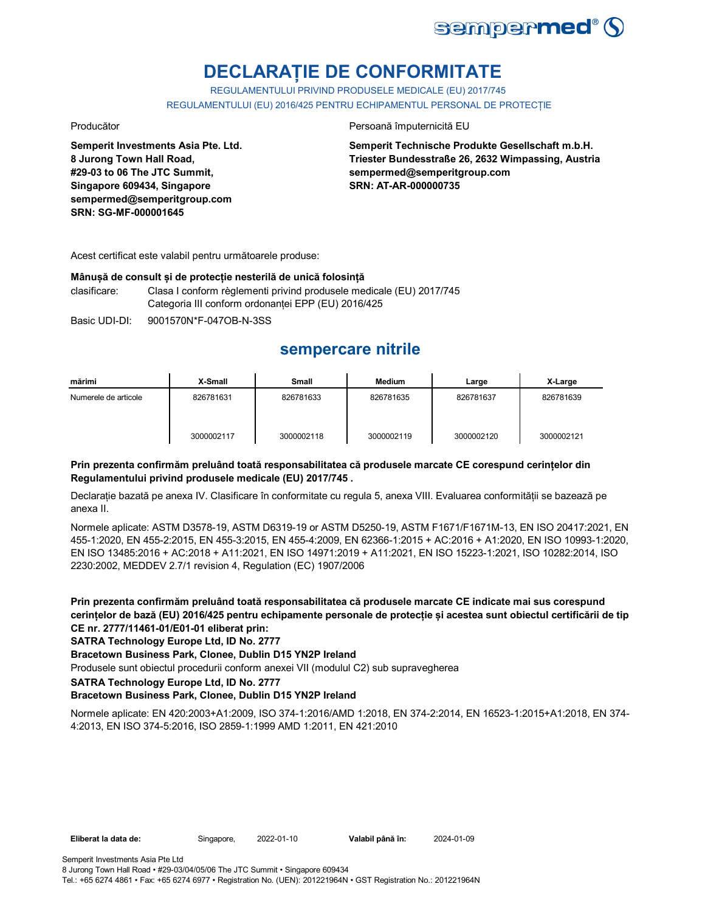# DECLARAȚIE DE CONFORMITATE

REGULAMENTULUI PRIVIND PRODUSELE MEDICALE (EU) 2017/745

REGULAMENTULUI (EU) 2016/425 PENTRU ECHIPAMENTUL PERSONAL DE PROTECȚIE

Producător

**Semperit Investments Asia Pte. Ltd.**
**8 Jurong Town Hall Road,**
**#29-03 to 06 The JTC Summit,**
**Singapore 609434, Singapore**
**sempermed@semperitgroup.com**
**SRN: SG-MF-000001645**

Persoană împuternicită EU

**Semperit Technische Produkte Gesellschaft m.b.H.**
**Triester Bundesstraße 26, 2632 Wimpassing, Austria**
**sempermed@semperitgroup.com**
**SRN: AT-AR-000000735**

Acest certificat este valabil pentru următoarele produse:

**Mânușă de consult și de protecție nesterilă de unică folosință**

clasificare: Clasa I conform règlementi privind produsele medicale (EU) 2017/745
Categoria III conform ordonanței EPP (EU) 2016/425

Basic UDI-DI: 9001570N*F-047OB-N-3SS

## sempercare nitrile

| mărimi | X-Small | Small | Medium | Large | X-Large |
|---|---|---|---|---|---|
| Numerele de articole | 826781631<br>3000002117 | 826781633<br>3000002118 | 826781635<br>3000002119 | 826781637<br>3000002120 | 826781639<br>3000002121 |

**Prin prezenta confirmăm preluând toată responsabilitatea că produsele marcate CE corespund cerințelor din Regulamentului privind produsele medicale (EU) 2017/745 .**

Declarație bazată pe anexa IV. Clasificare în conformitate cu regula 5, anexa VIII. Evaluarea conformității se bazează pe anexa II.

Normele aplicate: ASTM D3578-19, ASTM D6319-19 or ASTM D5250-19, ASTM F1671/F1671M-13, EN ISO 20417:2021, EN 455-1:2020, EN 455-2:2015, EN 455-3:2015, EN 455-4:2009, EN 62366-1:2015 + AC:2016 + A1:2020, EN ISO 10993-1:2020, EN ISO 13485:2016 + AC:2018 + A11:2021, EN ISO 14971:2019 + A11:2021, EN ISO 15223-1:2021, ISO 10282:2014, ISO 2230:2002, MEDDEV 2.7/1 revision 4, Regulation (EC) 1907/2006

**Prin prezenta confirmăm preluând toată responsabilitatea că produsele marcate CE indicate mai sus corespund cerințelor de bază (EU) 2016/425 pentru echipamente personale de protecție și acestea sunt obiectul certificării de tip CE nr. 2777/11461-01/E01-01 eliberat prin:**

**SATRA Technology Europe Ltd, ID No. 2777**

**Bracetown Business Park, Clonee, Dublin D15 YN2P Ireland**

Produsele sunt obiectul procedurii conform anexei VII (modulul C2) sub supravegherea

**SATRA Technology Europe Ltd, ID No. 2777**

**Bracetown Business Park, Clonee, Dublin D15 YN2P Ireland**

Normele aplicate: EN 420:2003+A1:2009, ISO 374-1:2016/AMD 1:2018, EN 374-2:2014, EN 16523-1:2015+A1:2018, EN 374-4:2013, EN ISO 374-5:2016, ISO 2859-1:1999 AMD 1:2011, EN 421:2010

**Eliberat la data de:** Singapore, 2022-01-10 **Valabil până în:** 2024-01-09

Semperit Investments Asia Pte Ltd
8 Jurong Town Hall Road • #29-03/04/05/06 The JTC Summit • Singapore 609434
Tel.: +65 6274 4861 • Fax: +65 6274 6977 • Registration No. (UEN): 201221964N • GST Registration No.: 201221964N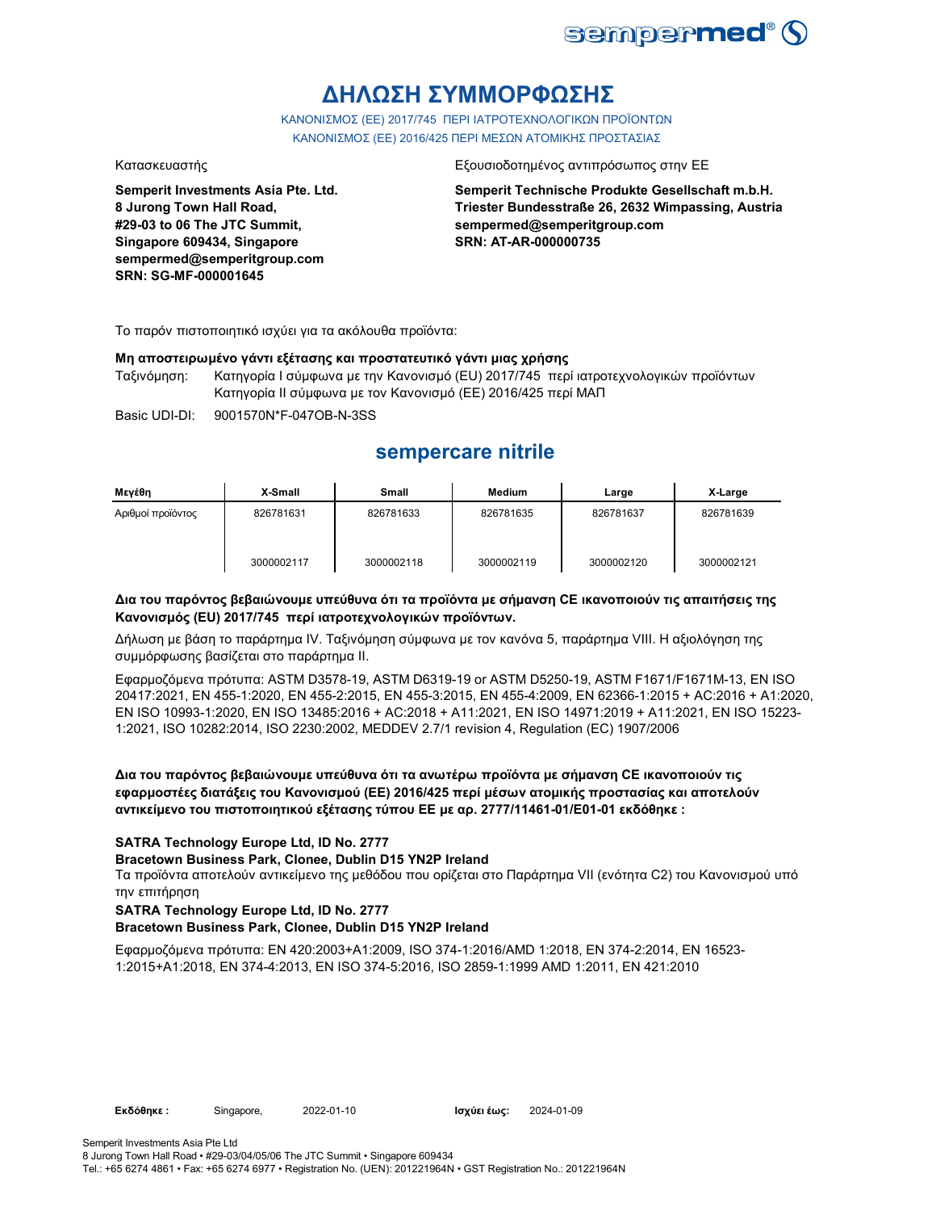# ΔΗΛΩΣΗ ΣΥΜΜΟΡΦΩΣΗΣ

ΚΑΝΟΝΙΣΜΟΣ (ΕΕ) 2017/745 ΠΕΡΙ ΙΑΤΡΟΤΕΧΝΟΛΟΓΙΚΩΝ ΠΡΟΪΟΝΤΩΝ
ΚΑΝΟΝΙΣΜΟΣ (ΕΕ) 2016/425 ΠΕΡΙ ΜΕΣΩΝ ΑΤΟΜΙΚΗΣ ΠΡΟΣΤΑΣΙΑΣ

Κατασκευαστής

**Semperit Investments Asia Pte. Ltd.**
**8 Jurong Town Hall Road,**
**#29-03 to 06 The JTC Summit,**
**Singapore 609434, Singapore**
**sempermed@semperitgroup.com**
**SRN: SG-MF-000001645**

Εξουσιοδοτημένος αντιπρόσωπος στην ΕΕ

**Semperit Technische Produkte Gesellschaft m.b.H.**
**Triester Bundesstraße 26, 2632 Wimpassing, Austria**
**sempermed@semperitgroup.com**
**SRN: AT-AR-000000735**

Το παρόν πιστοποιητικό ισχύει για τα ακόλουθα προϊόντα:

**Μη αποστειρωμένο γάντι εξέτασης και προστατευτικό γάντι μιας χρήσης**

Ταξινόμηση: Κατηγορία I σύμφωνα με την Κανονισμό (EU) 2017/745 περί ιατροτεχνολογικών προϊόντων
Κατηγορία II σύμφωνα με τον Κανονισμό (ΕΕ) 2016/425 περί ΜΑΠ

Basic UDI-DI: 9001570N*F-047OB-N-3SS

## sempercare nitrile

| Μεγέθη | X-Small | Small | Medium | Large | X-Large |
|---|---|---|---|---|---|
| Αριθμοί προϊόντος | 826781631<br><br>3000002117 | 826781633<br><br>3000002118 | 826781635<br><br>3000002119 | 826781637<br><br>3000002120 | 826781639<br><br>3000002121 |

**Δια του παρόντος βεβαιώνουμε υπεύθυνα ότι τα προϊόντα με σήμανση CE ικανοποιούν τις απαιτήσεις της Κανονισμός (EU) 2017/745 περί ιατροτεχνολογικών προϊόντων.**

Δήλωση με βάση το παράρτημα IV. Ταξινόμηση σύμφωνα με τον κανόνα 5, παράρτημα VIII. Η αξιολόγηση της συμμόρφωσης βασίζεται στο παράρτημα II.

Εφαρμοζόμενα πρότυπα: ASTM D3578-19, ASTM D6319-19 or ASTM D5250-19, ASTM F1671/F1671M-13, EN ISO 20417:2021, EN 455-1:2020, EN 455-2:2015, EN 455-3:2015, EN 455-4:2009, EN 62366-1:2015 + AC:2016 + A1:2020, EN ISO 10993-1:2020, EN ISO 13485:2016 + AC:2018 + A11:2021, EN ISO 14971:2019 + A11:2021, EN ISO 15223-1:2021, ISO 10282:2014, ISO 2230:2002, MEDDEV 2.7/1 revision 4, Regulation (EC) 1907/2006

**Δια του παρόντος βεβαιώνουμε υπεύθυνα ότι τα ανωτέρω προϊόντα με σήμανση CE ικανοποιούν τις εφαρμοστέες διατάξεις του Κανονισμού (ΕΕ) 2016/425 περί μέσων ατομικής προστασίας και αποτελούν αντικείμενο του πιστοποιητικού εξέτασης τύπου ΕΕ με αρ. 2777/11461-01/E01-01 εκδόθηκε :**

**SATRA Technology Europe Ltd, ID No. 2777**
**Bracetown Business Park, Clonee, Dublin D15 YN2P Ireland**
Τα προϊόντα αποτελούν αντικείμενο της μεθόδου που ορίζεται στο Παράρτημα VII (ενότητα C2) του Κανονισμού υπό την επιτήρηση
**SATRA Technology Europe Ltd, ID No. 2777**
**Bracetown Business Park, Clonee, Dublin D15 YN2P Ireland**

Εφαρμοζόμενα πρότυπα: EN 420:2003+A1:2009, ISO 374-1:2016/AMD 1:2018, EN 374-2:2014, EN 16523-1:2015+A1:2018, EN 374-4:2013, EN ISO 374-5:2016, ISO 2859-1:1999 AMD 1:2011, EN 421:2010

**Εκδόθηκε :** Singapore, 2022-01-10 **Ισχύει έως:** 2024-01-09

Semperit Investments Asia Pte Ltd
8 Jurong Town Hall Road • #29-03/04/05/06 The JTC Summit • Singapore 609434
Tel.: +65 6274 4861 • Fax: +65 6274 6977 • Registration No. (UEN): 201221964N • GST Registration No.: 201221964N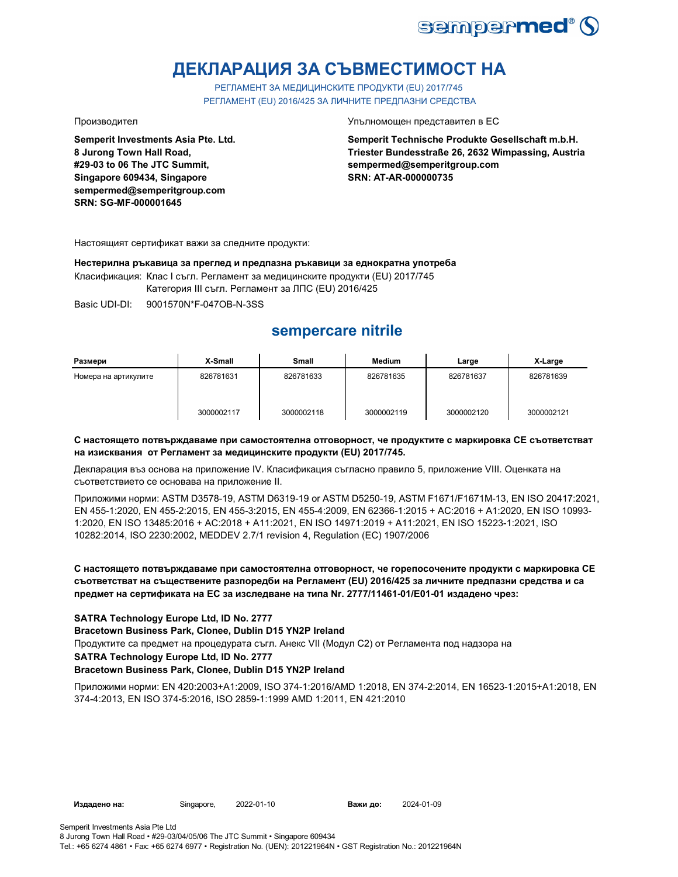# ДЕКЛАРАЦИЯ ЗА СЪВМЕСТИМОСТ НА

РЕГЛАМЕНТ ЗА МЕДИЦИНСКИТЕ ПРОДУКТИ (EU) 2017/745
РЕГЛАМЕНТ (EU) 2016/425 ЗА ЛИЧНИТЕ ПРЕДПАЗНИ СРЕДСТВА

Производител

**Semperit Investments Asia Pte. Ltd.**
**8 Jurong Town Hall Road,**
**#29-03 to 06 The JTC Summit,**
**Singapore 609434, Singapore**
**sempermed@semperitgroup.com**
**SRN: SG-MF-000001645**

Упълномощен представител в ЕС

**Semperit Technische Produkte Gesellschaft m.b.H.**
**Triester Bundesstraße 26, 2632 Wimpassing, Austria**
**sempermed@semperitgroup.com**
**SRN: AT-AR-000000735**

Настоящият сертификат важи за следните продукти:

**Нестерилна ръкавица за преглед и предпазна ръкавици за еднократна употреба**

Класификация: Клас I съгл. Регламент за медицинските продукти (EU) 2017/745
Категория III съгл. Регламент за ЛПС (EU) 2016/425

Basic UDI-DI: 9001570N*F-047OB-N-3SS

## sempercare nitrile

| Размери | X-Small | Small | Medium | Large | X-Large |
|---|---|---|---|---|---|
| Номера на артикулите | 826781631 | 826781633 | 826781635 | 826781637 | 826781639 |
| | 3000002117 | 3000002118 | 3000002119 | 3000002120 | 3000002121 |

**С настоящето потвърждаваме при самостоятелна отговорност, че продуктите с маркировка СЕ съответстват на изисквания от Регламент за медицинските продукти (EU) 2017/745.**

Декларация въз основа на приложение IV. Класификация съгласно правило 5, приложение VIII. Оценката на съответствието се основава на приложение II.

Приложими норми: ASTM D3578-19, ASTM D6319-19 or ASTM D5250-19, ASTM F1671/F1671M-13, EN ISO 20417:2021, EN 455-1:2020, EN 455-2:2015, EN 455-3:2015, EN 455-4:2009, EN 62366-1:2015 + AC:2016 + A1:2020, EN ISO 10993-1:2020, EN ISO 13485:2016 + AC:2018 + A11:2021, EN ISO 14971:2019 + A11:2021, EN ISO 15223-1:2021, ISO 10282:2014, ISO 2230:2002, MEDDEV 2.7/1 revision 4, Regulation (EC) 1907/2006

**С настоящето потвърждаваме при самостоятелна отговорност, че горепосочените продукти с маркировка СЕ съответстват на съществените разпоредби на Регламент (EU) 2016/425 за личните предпазни средства и са предмет на сертификата на ЕС за изследване на типа Nr. 2777/11461-01/E01-01 издадено чрез:**

**SATRA Technology Europe Ltd, ID No. 2777**
**Bracetown Business Park, Clonee, Dublin D15 YN2P Ireland**
Продуктите са предмет на процедурата съгл. Анекс VII (Модул С2) от Регламента под надзора на
**SATRA Technology Europe Ltd, ID No. 2777**
**Bracetown Business Park, Clonee, Dublin D15 YN2P Ireland**

Приложими норми: EN 420:2003+A1:2009, ISO 374-1:2016/AMD 1:2018, EN 374-2:2014, EN 16523-1:2015+A1:2018, EN 374-4:2013, EN ISO 374-5:2016, ISO 2859-1:1999 AMD 1:2011, EN 421:2010

**Издадено на:** Singapore, 2022-01-10 **Важи до:** 2024-01-09

Semperit Investments Asia Pte Ltd
8 Jurong Town Hall Road • #29-03/04/05/06 The JTC Summit • Singapore 609434
Tel.: +65 6274 4861 • Fax: +65 6274 6977 • Registration No. (UEN): 201221964N • GST Registration No.: 201221964N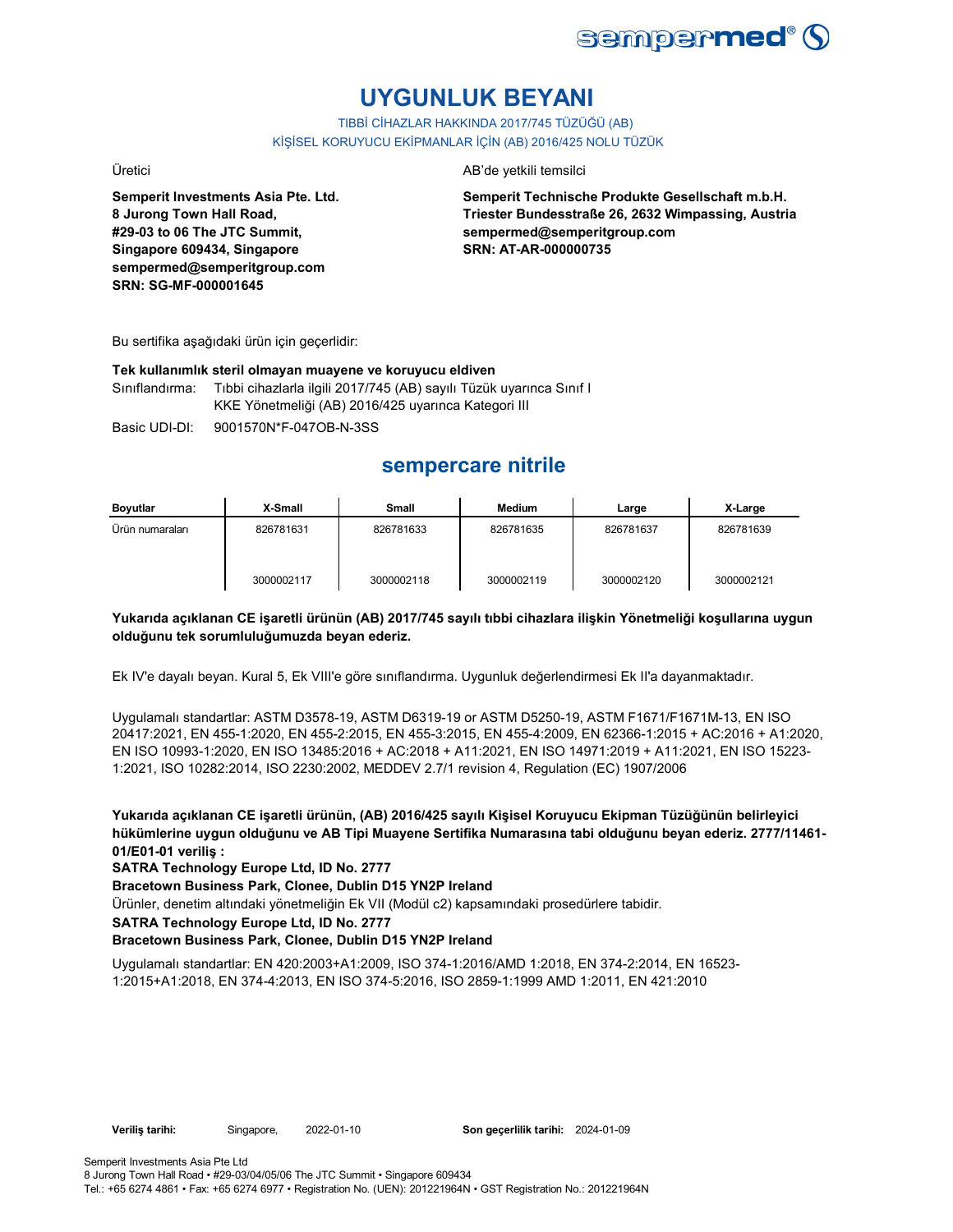# UYGUNLUK BEYANI

TIBBİ CİHAZLAR HAKKINDA 2017/745 TÜZÜĞÜ (AB)
KİŞİSEL KORUYUCU EKİPMANLAR İÇİN (AB) 2016/425 NOLU TÜZÜK

Üretici

**Semperit Investments Asia Pte. Ltd.**
**8 Jurong Town Hall Road,**
**#29-03 to 06 The JTC Summit,**
**Singapore 609434, Singapore**
**sempermed@semperitgroup.com**
**SRN: SG-MF-000001645**

AB'de yetkili temsilci

**Semperit Technische Produkte Gesellschaft m.b.H.**
**Triester Bundesstraße 26, 2632 Wimpassing, Austria**
**sempermed@semperitgroup.com**
**SRN: AT-AR-000000735**

Bu sertifika aşağıdaki ürün için geçerlidir:

**Tek kullanımlık steril olmayan muayene ve koruyucu eldiven**

Sınıflandırma: Tıbbi cihazlarla ilgili 2017/745 (AB) sayılı Tüzük uyarınca Sınıf I
KKE Yönetmeliği (AB) 2016/425 uyarınca Kategori III

Basic UDI-DI: 9001570N*F-047OB-N-3SS

## sempercare nitrile

| Boyutlar | X-Small | Small | Medium | Large | X-Large |
|---|---|---|---|---|---|
| Ürün numaraları | 826781631 | 826781633 | 826781635 | 826781637 | 826781639 |
| | 3000002117 | 3000002118 | 3000002119 | 3000002120 | 3000002121 |

**Yukarıda açıklanan CE işaretli ürünün (AB) 2017/745 sayılı tıbbi cihazlara ilişkin Yönetmeliği koşullarına uygun olduğunu tek sorumluluğumuzda beyan ederiz.**

Ek IV'e dayalı beyan. Kural 5, Ek VIII'e göre sınıflandırma. Uygunluk değerlendirmesi Ek II'a dayanmaktadır.

Uygulamalı standartlar: ASTM D3578-19, ASTM D6319-19 or ASTM D5250-19, ASTM F1671/F1671M-13, EN ISO 20417:2021, EN 455-1:2020, EN 455-2:2015, EN 455-3:2015, EN 455-4:2009, EN 62366-1:2015 + AC:2016 + A1:2020, EN ISO 10993-1:2020, EN ISO 13485:2016 + AC:2018 + A11:2021, EN ISO 14971:2019 + A11:2021, EN ISO 15223-1:2021, ISO 10282:2014, ISO 2230:2002, MEDDEV 2.7/1 revision 4, Regulation (EC) 1907/2006

**Yukarıda açıklanan CE işaretli ürünün, (AB) 2016/425 sayılı Kişisel Koruyucu Ekipman Tüzüğünün belirleyici hükümlerine uygun olduğunu ve AB Tipi Muayene Sertifika Numarasına tabi olduğunu beyan ederiz. 2777/11461-01/E01-01 veriliş :**

**SATRA Technology Europe Ltd, ID No. 2777**

**Bracetown Business Park, Clonee, Dublin D15 YN2P Ireland**

Ürünler, denetim altındaki yönetmeliğin Ek VII (Modül c2) kapsamındaki prosedürlere tabidir.

**SATRA Technology Europe Ltd, ID No. 2777**

**Bracetown Business Park, Clonee, Dublin D15 YN2P Ireland**

Uygulamalı standartlar: EN 420:2003+A1:2009, ISO 374-1:2016/AMD 1:2018, EN 374-2:2014, EN 16523-1:2015+A1:2018, EN 374-4:2013, EN ISO 374-5:2016, ISO 2859-1:1999 AMD 1:2011, EN 421:2010

**Veriliş tarihi:** Singapore, 2022-01-10 **Son geçerlilik tarihi:** 2024-01-09

Semperit Investments Asia Pte Ltd
8 Jurong Town Hall Road • #29-03/04/05/06 The JTC Summit • Singapore 609434
Tel.: +65 6274 4861 • Fax: +65 6274 6977 • Registration No. (UEN): 201221964N • GST Registration No.: 201221964N